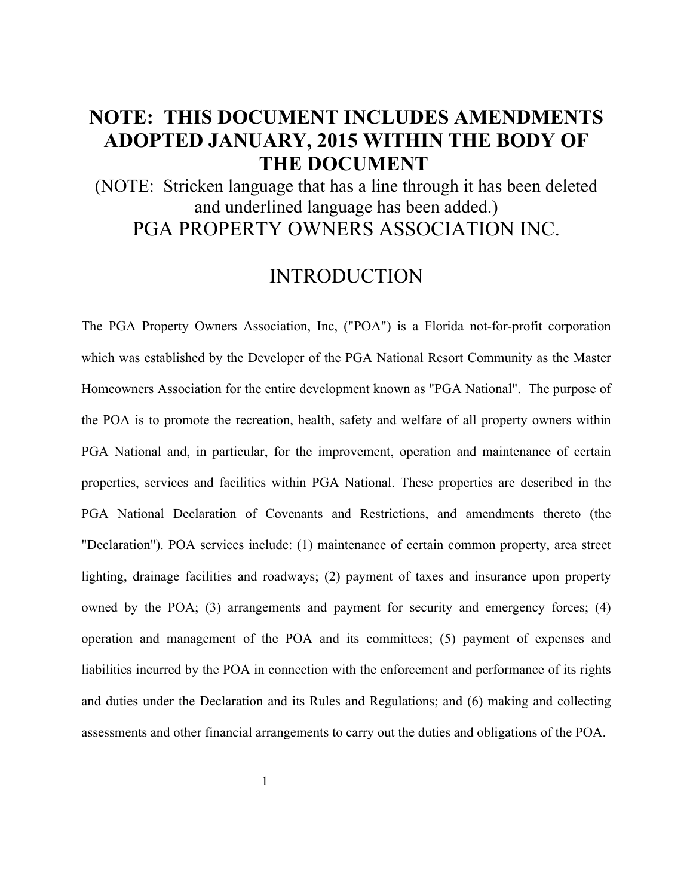# NOTE: THIS DOCUMENT INCLUDES AMENDMENTS ADOPTED JANUARY, 2015 WITHIN THE BODY OF THE DOCUMENT

(NOTE: Stricken language that has a line through it has been deleted and underlined language has been added.)

# PGA PROPERTY OWNERS ASSOCIATION INC.

## INTRODUCTION

The PGA Property Owners Association, Inc, ("POA") is a Florida not-for-profit corporation which was established by the Developer of the PGA National Resort Community as the Master Homeowners Association for the entire development known as "PGA National". The purpose of the POA is to promote the recreation, health, safety and welfare of all property owners within PGA National and, in particular, for the improvement, operation and maintenance of certain properties, services and facilities within PGA National. These properties are described in the PGA National Declaration of Covenants and Restrictions, and amendments thereto (the "Declaration"). POA services include: (1) maintenance of certain common property, area street lighting, drainage facilities and roadways; (2) payment of taxes and insurance upon property owned by the POA; (3) arrangements and payment for security and emergency forces; (4) operation and management of the POA and its committees; (5) payment of expenses and liabilities incurred by the POA in connection with the enforcement and performance of its rights and duties under the Declaration and its Rules and Regulations; and (6) making and collecting assessments and other financial arrangements to carry out the duties and obligations of the POA.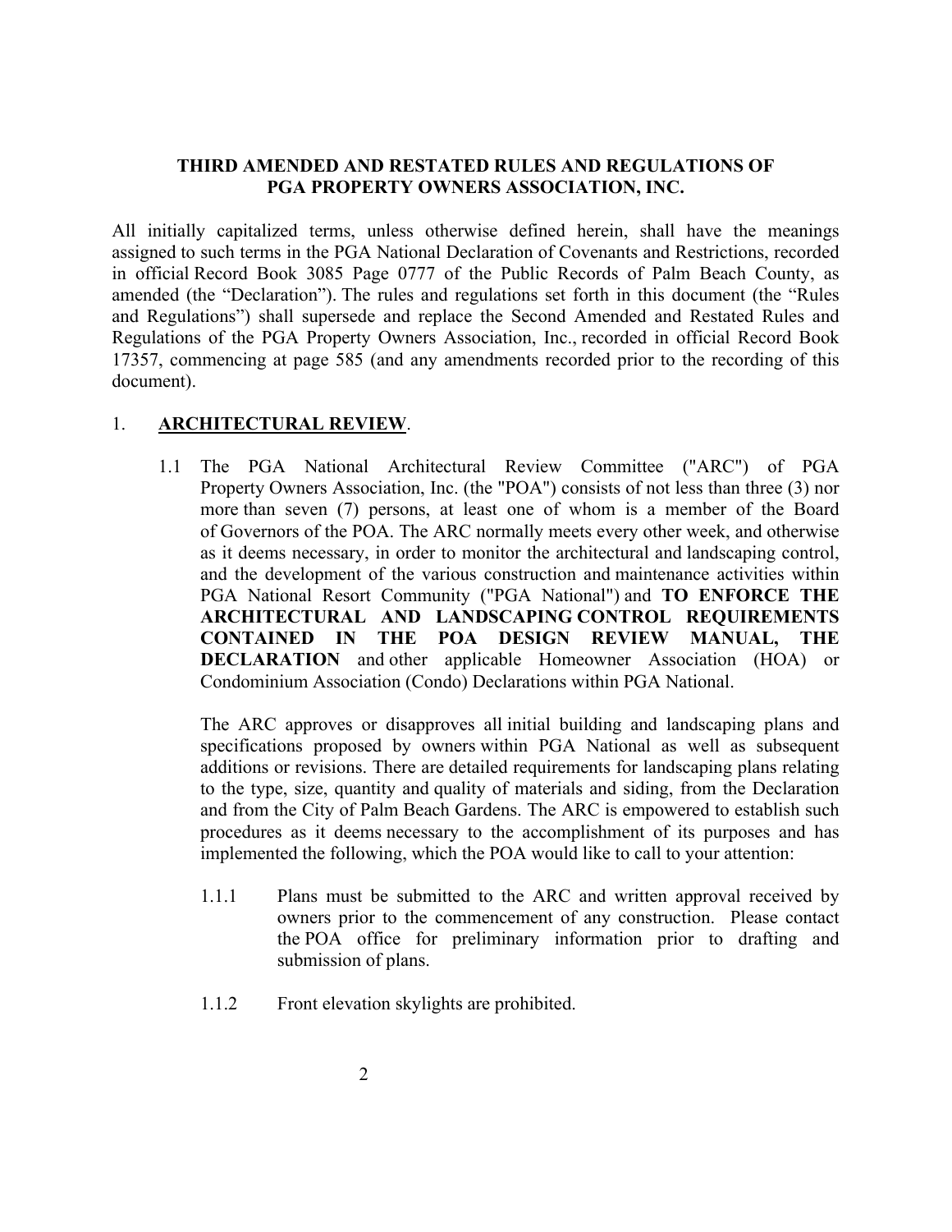**THIRD AMENDED AND RESTATED RULES AND REGULATIONS OF PGA PROPERTY OWNERS ASSOCIATION, INC.**

All initially capitalized terms, unless otherwise defined herein, shall have the meanings assigned to such terms in the PGA National Declaration of Covenants and Restrictions, recorded in official Record Book 3085 Page 0777 of the Public Records of Palm Beach County, as amended (the "Declaration"). The rules and regulations set forth in this document (the "Rules and Regulations") shall supersede and replace the Second Amended and Restated Rules and Regulations of the PGA Property Owners Association, Inc., recorded in official Record Book 17357, commencing at page 585 (and any amendments recorded prior to the recording of this document).

1. **ARCHITECTURAL REVIEW**.

1.1 The PGA National Architectural Review Committee ("ARC") of PGA Property Owners Association, Inc. (the "POA") consists of not less than three (3) nor more than seven (7) persons, at least one of whom is a member of the Board of Governors of the POA. The ARC normally meets every other week, and otherwise as it deems necessary, in order to monitor the architectural and landscaping control, and the development of the various construction and maintenance activities within PGA National Resort Community ("PGA National") and **TO ENFORCE THE ARCHITECTURAL AND LANDSCAPING CONTROL REQUIREMENTS CONTAINED IN THE POA DESIGN REVIEW MANUAL, THE DECLARATION** and other applicable Homeowner Association (HOA) or Condominium Association (Condo) Declarations within PGA National.

The ARC approves or disapproves all initial building and landscaping plans and specifications proposed by owners within PGA National as well as subsequent additions or revisions. There are detailed requirements for landscaping plans relating to the type, size, quantity and quality of materials and siding, from the Declaration and from the City of Palm Beach Gardens. The ARC is empowered to establish such procedures as it deems necessary to the accomplishment of its purposes and has implemented the following, which the POA would like to call to your attention:

1.1.1 Plans must be submitted to the ARC and written approval received by owners prior to the commencement of any construction. Please contact the POA office for preliminary information prior to drafting and submission of plans.

1.1.2 Front elevation skylights are prohibited.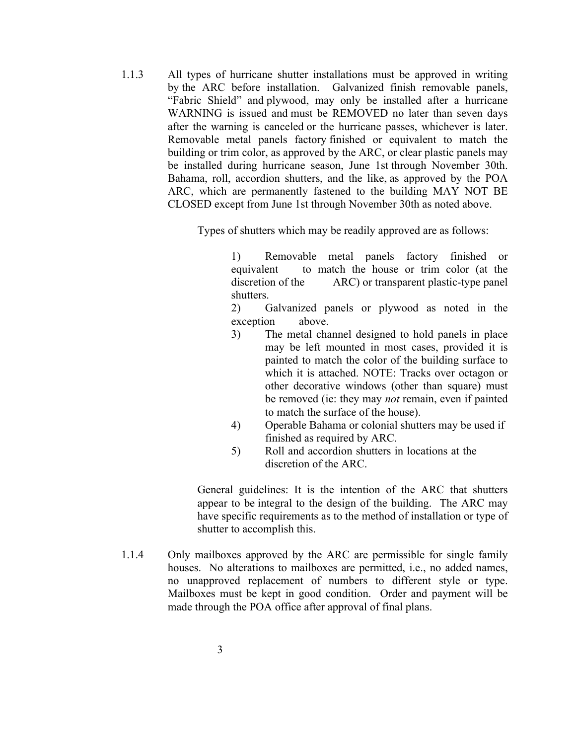1.1.3 All types of hurricane shutter installations must be approved in writing by the ARC before installation. Galvanized finish removable panels, "Fabric Shield" and plywood, may only be installed after a hurricane WARNING is issued and must be REMOVED no later than seven days after the warning is canceled or the hurricane passes, whichever is later. Removable metal panels factory finished or equivalent to match the building or trim color, as approved by the ARC, or clear plastic panels may be installed during hurricane season, June 1st through November 30th. Bahama, roll, accordion shutters, and the like, as approved by the POA ARC, which are permanently fastened to the building MAY NOT BE CLOSED except from June 1st through November 30th as noted above.

Types of shutters which may be readily approved are as follows:

1) Removable metal panels factory finished or equivalent to match the house or trim color (at the discretion of the ARC) or transparent plastic-type panel shutters.
2) Galvanized panels or plywood as noted in the exception above.
3) The metal channel designed to hold panels in place may be left mounted in most cases, provided it is painted to match the color of the building surface to which it is attached. NOTE: Tracks over octagon or other decorative windows (other than square) must be removed (ie: they may *not* remain, even if painted to match the surface of the house).
4) Operable Bahama or colonial shutters may be used if finished as required by ARC.
5) Roll and accordion shutters in locations at the discretion of the ARC.

General guidelines: It is the intention of the ARC that shutters appear to be integral to the design of the building. The ARC may have specific requirements as to the method of installation or type of shutter to accomplish this.

1.1.4 Only mailboxes approved by the ARC are permissible for single family houses. No alterations to mailboxes are permitted, i.e., no added names, no unapproved replacement of numbers to different style or type. Mailboxes must be kept in good condition. Order and payment will be made through the POA office after approval of final plans.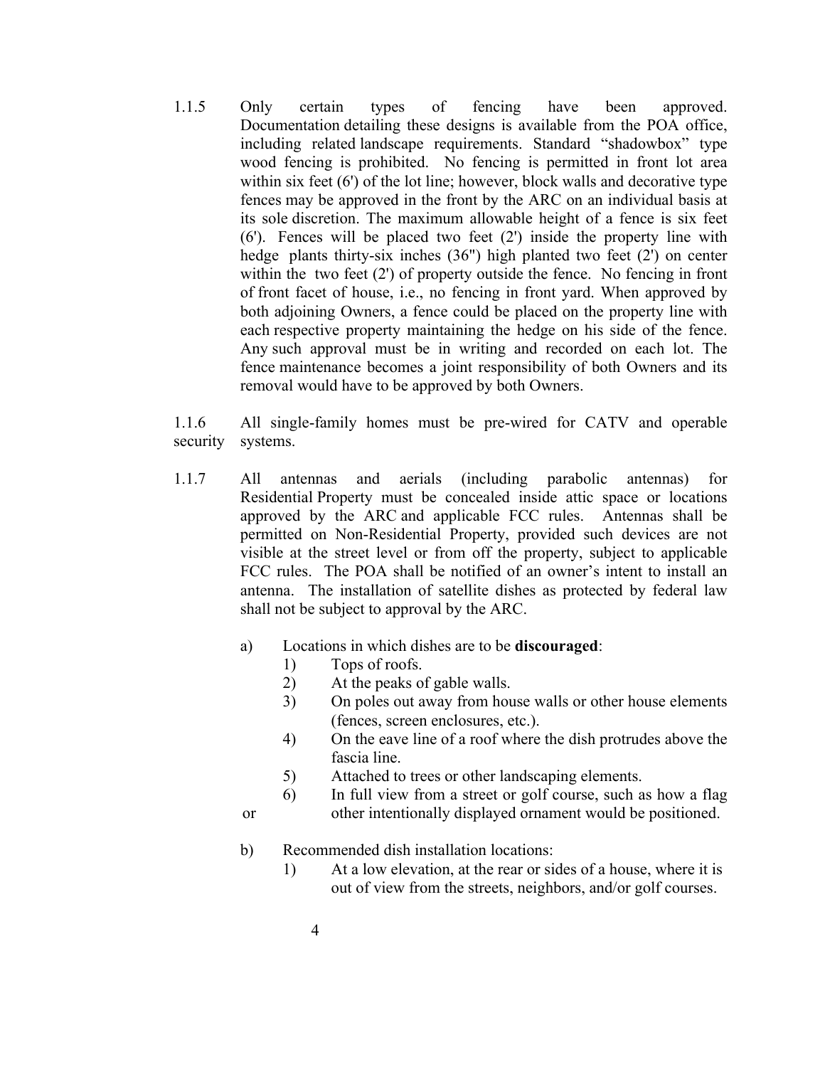1.1.5 Only certain types of fencing have been approved. Documentation detailing these designs is available from the POA office, including related landscape requirements. Standard "shadowbox" type wood fencing is prohibited. No fencing is permitted in front lot area within six feet (6') of the lot line; however, block walls and decorative type fences may be approved in the front by the ARC on an individual basis at its sole discretion. The maximum allowable height of a fence is six feet (6'). Fences will be placed two feet (2') inside the property line with hedge plants thirty-six inches (36") high planted two feet (2') on center within the two feet (2') of property outside the fence. No fencing in front of front facet of house, i.e., no fencing in front yard. When approved by both adjoining Owners, a fence could be placed on the property line with each respective property maintaining the hedge on his side of the fence. Any such approval must be in writing and recorded on each lot. The fence maintenance becomes a joint responsibility of both Owners and its removal would have to be approved by both Owners.

1.1.6 All single-family homes must be pre-wired for CATV and operable security systems.

1.1.7 All antennas and aerials (including parabolic antennas) for Residential Property must be concealed inside attic space or locations approved by the ARC and applicable FCC rules. Antennas shall be permitted on Non-Residential Property, provided such devices are not visible at the street level or from off the property, subject to applicable FCC rules. The POA shall be notified of an owner's intent to install an antenna. The installation of satellite dishes as protected by federal law shall not be subject to approval by the ARC.

a) Locations in which dishes are to be **discouraged**:
   1) Tops of roofs.
   2) At the peaks of gable walls.
   3) On poles out away from house walls or other house elements (fences, screen enclosures, etc.).
   4) On the eave line of a roof where the dish protrudes above the fascia line.
   5) Attached to trees or other landscaping elements.
   6) In full view from a street or golf course, such as how a flag or other intentionally displayed ornament would be positioned.

b) Recommended dish installation locations:
   1) At a low elevation, at the rear or sides of a house, where it is out of view from the streets, neighbors, and/or golf courses.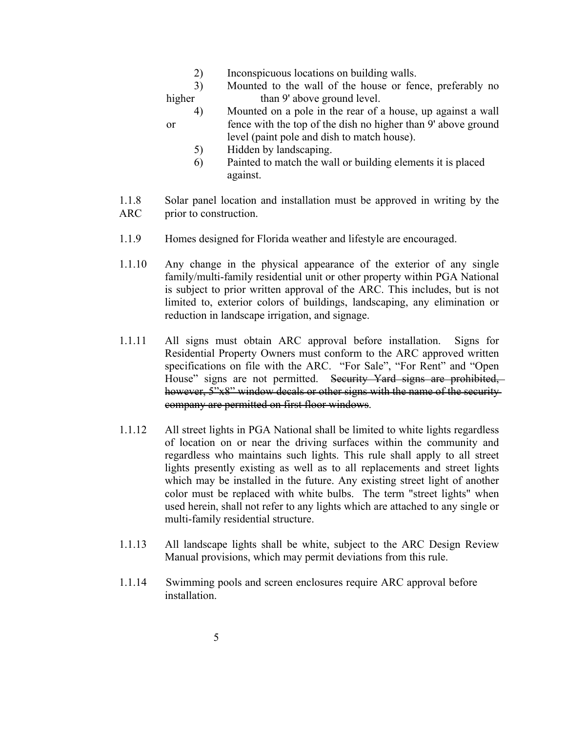2) Inconspicuous locations on building walls.
3) Mounted to the wall of the house or fence, preferably no higher than 9' above ground level.
4) Mounted on a pole in the rear of a house, up against a wall or fence with the top of the dish no higher than 9' above ground level (paint pole and dish to match house).
5) Hidden by landscaping.
6) Painted to match the wall or building elements it is placed against.

1.1.8 Solar panel location and installation must be approved in writing by the ARC prior to construction.

1.1.9 Homes designed for Florida weather and lifestyle are encouraged.

1.1.10 Any change in the physical appearance of the exterior of any single family/multi-family residential unit or other property within PGA National is subject to prior written approval of the ARC. This includes, but is not limited to, exterior colors of buildings, landscaping, any elimination or reduction in landscape irrigation, and signage.

1.1.11 All signs must obtain ARC approval before installation. Signs for Residential Property Owners must conform to the ARC approved written specifications on file with the ARC. "For Sale", "For Rent" and "Open House" signs are not permitted. ~~Security Yard signs are prohibited, however, 5"x8" window decals or other signs with the name of the security company are permitted on first floor windows~~.

1.1.12 All street lights in PGA National shall be limited to white lights regardless of location on or near the driving surfaces within the community and regardless who maintains such lights. This rule shall apply to all street lights presently existing as well as to all replacements and street lights which may be installed in the future. Any existing street light of another color must be replaced with white bulbs. The term "street lights" when used herein, shall not refer to any lights which are attached to any single or multi-family residential structure.

1.1.13 All landscape lights shall be white, subject to the ARC Design Review Manual provisions, which may permit deviations from this rule.

1.1.14 Swimming pools and screen enclosures require ARC approval before installation.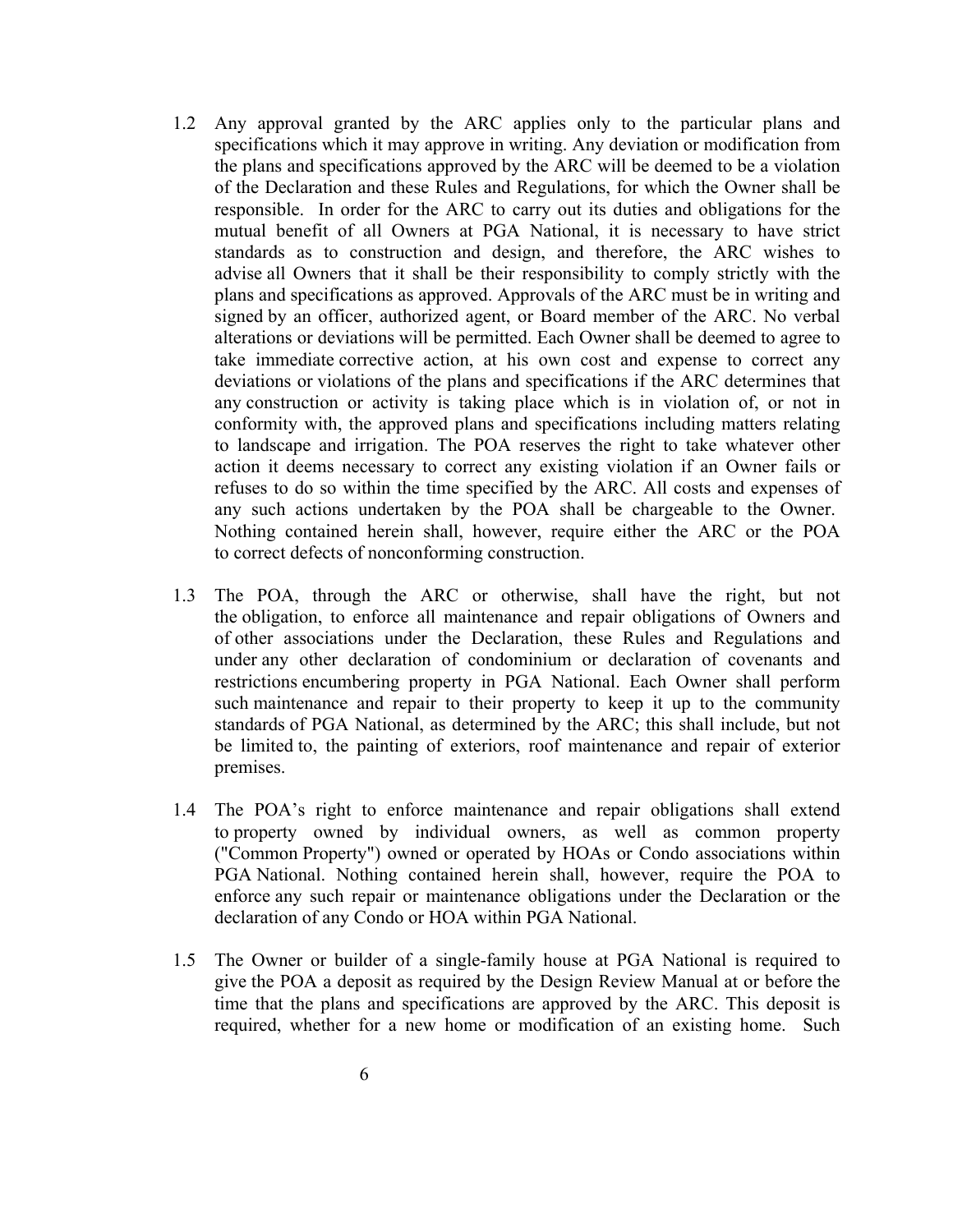1.2 Any approval granted by the ARC applies only to the particular plans and specifications which it may approve in writing. Any deviation or modification from the plans and specifications approved by the ARC will be deemed to be a violation of the Declaration and these Rules and Regulations, for which the Owner shall be responsible. In order for the ARC to carry out its duties and obligations for the mutual benefit of all Owners at PGA National, it is necessary to have strict standards as to construction and design, and therefore, the ARC wishes to advise all Owners that it shall be their responsibility to comply strictly with the plans and specifications as approved. Approvals of the ARC must be in writing and signed by an officer, authorized agent, or Board member of the ARC. No verbal alterations or deviations will be permitted. Each Owner shall be deemed to agree to take immediate corrective action, at his own cost and expense to correct any deviations or violations of the plans and specifications if the ARC determines that any construction or activity is taking place which is in violation of, or not in conformity with, the approved plans and specifications including matters relating to landscape and irrigation. The POA reserves the right to take whatever other action it deems necessary to correct any existing violation if an Owner fails or refuses to do so within the time specified by the ARC. All costs and expenses of any such actions undertaken by the POA shall be chargeable to the Owner. Nothing contained herein shall, however, require either the ARC or the POA to correct defects of nonconforming construction.

1.3 The POA, through the ARC or otherwise, shall have the right, but not the obligation, to enforce all maintenance and repair obligations of Owners and of other associations under the Declaration, these Rules and Regulations and under any other declaration of condominium or declaration of covenants and restrictions encumbering property in PGA National. Each Owner shall perform such maintenance and repair to their property to keep it up to the community standards of PGA National, as determined by the ARC; this shall include, but not be limited to, the painting of exteriors, roof maintenance and repair of exterior premises.

1.4 The POA's right to enforce maintenance and repair obligations shall extend to property owned by individual owners, as well as common property ("Common Property") owned or operated by HOAs or Condo associations within PGA National. Nothing contained herein shall, however, require the POA to enforce any such repair or maintenance obligations under the Declaration or the declaration of any Condo or HOA within PGA National.

1.5 The Owner or builder of a single-family house at PGA National is required to give the POA a deposit as required by the Design Review Manual at or before the time that the plans and specifications are approved by the ARC. This deposit is required, whether for a new home or modification of an existing home. Such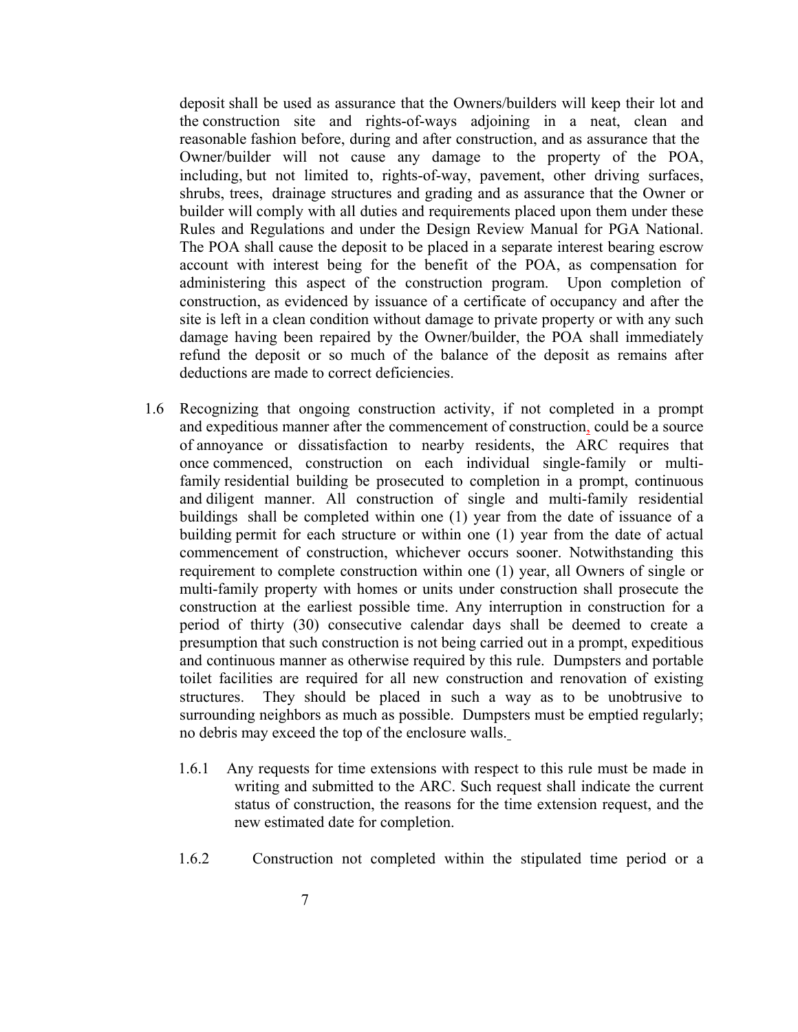deposit shall be used as assurance that the Owners/builders will keep their lot and the construction site and rights-of-ways adjoining in a neat, clean and reasonable fashion before, during and after construction, and as assurance that the Owner/builder will not cause any damage to the property of the POA, including, but not limited to, rights-of-way, pavement, other driving surfaces, shrubs, trees, drainage structures and grading and as assurance that the Owner or builder will comply with all duties and requirements placed upon them under these Rules and Regulations and under the Design Review Manual for PGA National. The POA shall cause the deposit to be placed in a separate interest bearing escrow account with interest being for the benefit of the POA, as compensation for administering this aspect of the construction program. Upon completion of construction, as evidenced by issuance of a certificate of occupancy and after the site is left in a clean condition without damage to private property or with any such damage having been repaired by the Owner/builder, the POA shall immediately refund the deposit or so much of the balance of the deposit as remains after deductions are made to correct deficiencies.

1.6 Recognizing that ongoing construction activity, if not completed in a prompt and expeditious manner after the commencement of construction, could be a source of annoyance or dissatisfaction to nearby residents, the ARC requires that once commenced, construction on each individual single-family or multi-family residential building be prosecuted to completion in a prompt, continuous and diligent manner. All construction of single and multi-family residential buildings shall be completed within one (1) year from the date of issuance of a building permit for each structure or within one (1) year from the date of actual commencement of construction, whichever occurs sooner. Notwithstanding this requirement to complete construction within one (1) year, all Owners of single or multi-family property with homes or units under construction shall prosecute the construction at the earliest possible time. Any interruption in construction for a period of thirty (30) consecutive calendar days shall be deemed to create a presumption that such construction is not being carried out in a prompt, expeditious and continuous manner as otherwise required by this rule. Dumpsters and portable toilet facilities are required for all new construction and renovation of existing structures. They should be placed in such a way as to be unobtrusive to surrounding neighbors as much as possible. Dumpsters must be emptied regularly; no debris may exceed the top of the enclosure walls.

1.6.1 Any requests for time extensions with respect to this rule must be made in writing and submitted to the ARC. Such request shall indicate the current status of construction, the reasons for the time extension request, and the new estimated date for completion.

1.6.2 Construction not completed within the stipulated time period or a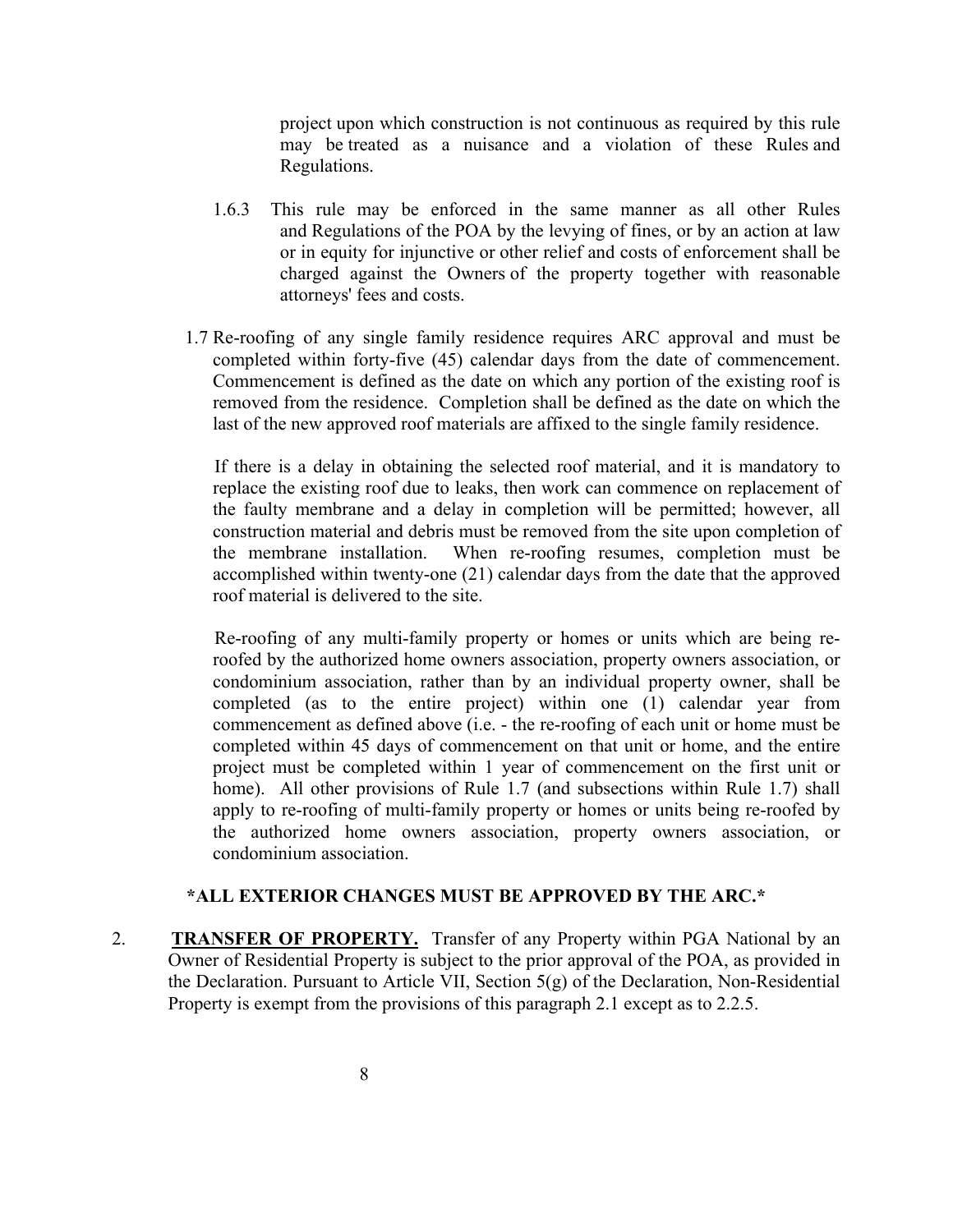project upon which construction is not continuous as required by this rule may be treated as a nuisance and a violation of these Rules and Regulations.

1.6.3 This rule may be enforced in the same manner as all other Rules and Regulations of the POA by the levying of fines, or by an action at law or in equity for injunctive or other relief and costs of enforcement shall be charged against the Owners of the property together with reasonable attorneys' fees and costs.

1.7 Re-roofing of any single family residence requires ARC approval and must be completed within forty-five (45) calendar days from the date of commencement. Commencement is defined as the date on which any portion of the existing roof is removed from the residence. Completion shall be defined as the date on which the last of the new approved roof materials are affixed to the single family residence.

If there is a delay in obtaining the selected roof material, and it is mandatory to replace the existing roof due to leaks, then work can commence on replacement of the faulty membrane and a delay in completion will be permitted; however, all construction material and debris must be removed from the site upon completion of the membrane installation. When re-roofing resumes, completion must be accomplished within twenty-one (21) calendar days from the date that the approved roof material is delivered to the site.

Re-roofing of any multi-family property or homes or units which are being re-roofed by the authorized home owners association, property owners association, or condominium association, rather than by an individual property owner, shall be completed (as to the entire project) within one (1) calendar year from commencement as defined above (i.e. - the re-roofing of each unit or home must be completed within 45 days of commencement on that unit or home, and the entire project must be completed within 1 year of commencement on the first unit or home). All other provisions of Rule 1.7 (and subsections within Rule 1.7) shall apply to re-roofing of multi-family property or homes or units being re-roofed by the authorized home owners association, property owners association, or condominium association.

**\*ALL EXTERIOR CHANGES MUST BE APPROVED BY THE ARC.\***

2. **TRANSFER OF PROPERTY.** Transfer of any Property within PGA National by an Owner of Residential Property is subject to the prior approval of the POA, as provided in the Declaration. Pursuant to Article VII, Section 5(g) of the Declaration, Non-Residential Property is exempt from the provisions of this paragraph 2.1 except as to 2.2.5.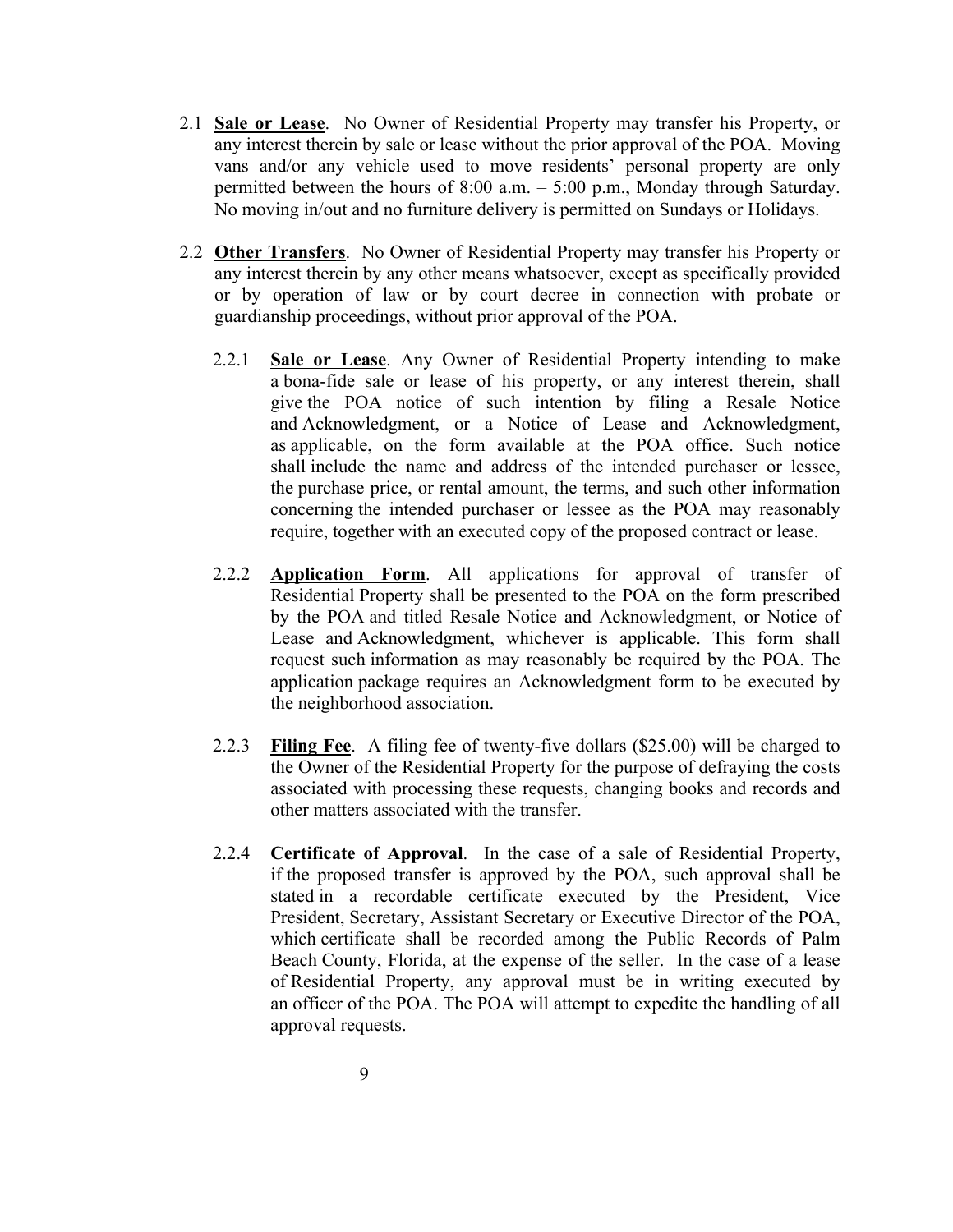2.1 **Sale or Lease**. No Owner of Residential Property may transfer his Property, or any interest therein by sale or lease without the prior approval of the POA. Moving vans and/or any vehicle used to move residents' personal property are only permitted between the hours of 8:00 a.m. – 5:00 p.m., Monday through Saturday. No moving in/out and no furniture delivery is permitted on Sundays or Holidays.

2.2 **Other Transfers**. No Owner of Residential Property may transfer his Property or any interest therein by any other means whatsoever, except as specifically provided or by operation of law or by court decree in connection with probate or guardianship proceedings, without prior approval of the POA.

2.2.1 **Sale or Lease**. Any Owner of Residential Property intending to make a bona-fide sale or lease of his property, or any interest therein, shall give the POA notice of such intention by filing a Resale Notice and Acknowledgment, or a Notice of Lease and Acknowledgment, as applicable, on the form available at the POA office. Such notice shall include the name and address of the intended purchaser or lessee, the purchase price, or rental amount, the terms, and such other information concerning the intended purchaser or lessee as the POA may reasonably require, together with an executed copy of the proposed contract or lease.

2.2.2 **Application Form**. All applications for approval of transfer of Residential Property shall be presented to the POA on the form prescribed by the POA and titled Resale Notice and Acknowledgment, or Notice of Lease and Acknowledgment, whichever is applicable. This form shall request such information as may reasonably be required by the POA. The application package requires an Acknowledgment form to be executed by the neighborhood association.

2.2.3 **Filing Fee**. A filing fee of twenty-five dollars ($25.00) will be charged to the Owner of the Residential Property for the purpose of defraying the costs associated with processing these requests, changing books and records and other matters associated with the transfer.

2.2.4 **Certificate of Approval**. In the case of a sale of Residential Property, if the proposed transfer is approved by the POA, such approval shall be stated in a recordable certificate executed by the President, Vice President, Secretary, Assistant Secretary or Executive Director of the POA, which certificate shall be recorded among the Public Records of Palm Beach County, Florida, at the expense of the seller. In the case of a lease of Residential Property, any approval must be in writing executed by an officer of the POA. The POA will attempt to expedite the handling of all approval requests.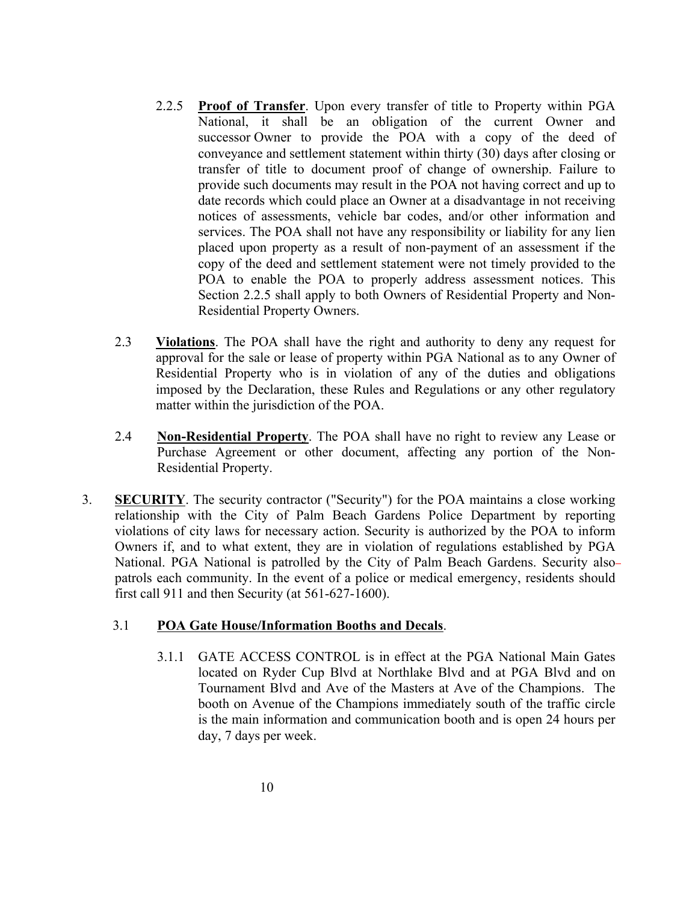2.2.5 **Proof of Transfer**. Upon every transfer of title to Property within PGA National, it shall be an obligation of the current Owner and successor Owner to provide the POA with a copy of the deed of conveyance and settlement statement within thirty (30) days after closing or transfer of title to document proof of change of ownership. Failure to provide such documents may result in the POA not having correct and up to date records which could place an Owner at a disadvantage in not receiving notices of assessments, vehicle bar codes, and/or other information and services. The POA shall not have any responsibility or liability for any lien placed upon property as a result of non-payment of an assessment if the copy of the deed and settlement statement were not timely provided to the POA to enable the POA to properly address assessment notices. This Section 2.2.5 shall apply to both Owners of Residential Property and Non-Residential Property Owners.

2.3 **Violations**. The POA shall have the right and authority to deny any request for approval for the sale or lease of property within PGA National as to any Owner of Residential Property who is in violation of any of the duties and obligations imposed by the Declaration, these Rules and Regulations or any other regulatory matter within the jurisdiction of the POA.

2.4 **Non-Residential Property**. The POA shall have no right to review any Lease or Purchase Agreement or other document, affecting any portion of the Non-Residential Property.

3. **SECURITY**. The security contractor ("Security") for the POA maintains a close working relationship with the City of Palm Beach Gardens Police Department by reporting violations of city laws for necessary action. Security is authorized by the POA to inform Owners if, and to what extent, they are in violation of regulations established by PGA National. PGA National is patrolled by the City of Palm Beach Gardens. Security also patrols each community. In the event of a police or medical emergency, residents should first call 911 and then Security (at 561-627-1600).

3.1 **POA Gate House/Information Booths and Decals**.

3.1.1 GATE ACCESS CONTROL is in effect at the PGA National Main Gates located on Ryder Cup Blvd at Northlake Blvd and at PGA Blvd and on Tournament Blvd and Ave of the Masters at Ave of the Champions. The booth on Avenue of the Champions immediately south of the traffic circle is the main information and communication booth and is open 24 hours per day, 7 days per week.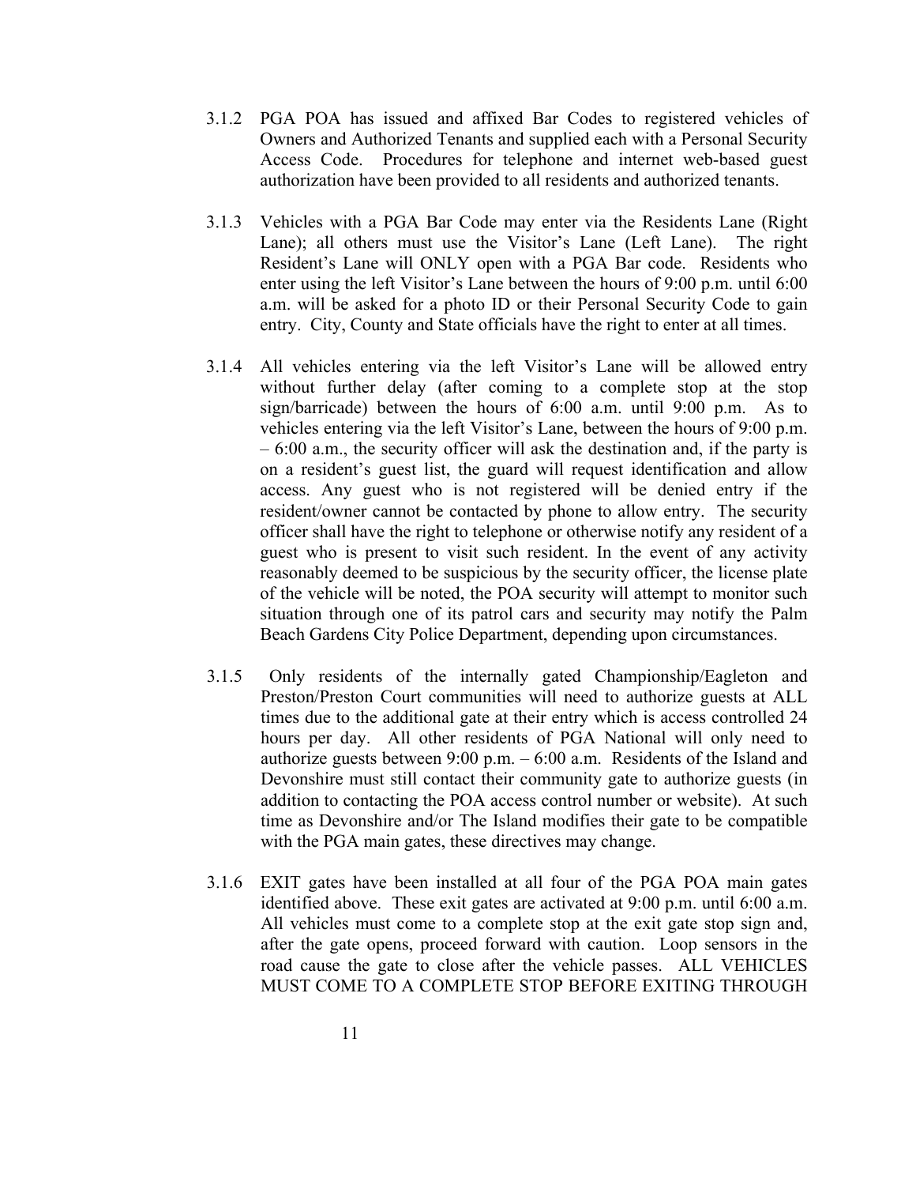3.1.2 PGA POA has issued and affixed Bar Codes to registered vehicles of Owners and Authorized Tenants and supplied each with a Personal Security Access Code. Procedures for telephone and internet web-based guest authorization have been provided to all residents and authorized tenants.

3.1.3 Vehicles with a PGA Bar Code may enter via the Residents Lane (Right Lane); all others must use the Visitor's Lane (Left Lane). The right Resident's Lane will ONLY open with a PGA Bar code. Residents who enter using the left Visitor's Lane between the hours of 9:00 p.m. until 6:00 a.m. will be asked for a photo ID or their Personal Security Code to gain entry. City, County and State officials have the right to enter at all times.

3.1.4 All vehicles entering via the left Visitor's Lane will be allowed entry without further delay (after coming to a complete stop at the stop sign/barricade) between the hours of 6:00 a.m. until 9:00 p.m. As to vehicles entering via the left Visitor's Lane, between the hours of 9:00 p.m. – 6:00 a.m., the security officer will ask the destination and, if the party is on a resident's guest list, the guard will request identification and allow access. Any guest who is not registered will be denied entry if the resident/owner cannot be contacted by phone to allow entry. The security officer shall have the right to telephone or otherwise notify any resident of a guest who is present to visit such resident. In the event of any activity reasonably deemed to be suspicious by the security officer, the license plate of the vehicle will be noted, the POA security will attempt to monitor such situation through one of its patrol cars and security may notify the Palm Beach Gardens City Police Department, depending upon circumstances.

3.1.5 Only residents of the internally gated Championship/Eagleton and Preston/Preston Court communities will need to authorize guests at ALL times due to the additional gate at their entry which is access controlled 24 hours per day. All other residents of PGA National will only need to authorize guests between 9:00 p.m. – 6:00 a.m. Residents of the Island and Devonshire must still contact their community gate to authorize guests (in addition to contacting the POA access control number or website). At such time as Devonshire and/or The Island modifies their gate to be compatible with the PGA main gates, these directives may change.

3.1.6 EXIT gates have been installed at all four of the PGA POA main gates identified above. These exit gates are activated at 9:00 p.m. until 6:00 a.m. All vehicles must come to a complete stop at the exit gate stop sign and, after the gate opens, proceed forward with caution. Loop sensors in the road cause the gate to close after the vehicle passes. ALL VEHICLES MUST COME TO A COMPLETE STOP BEFORE EXITING THROUGH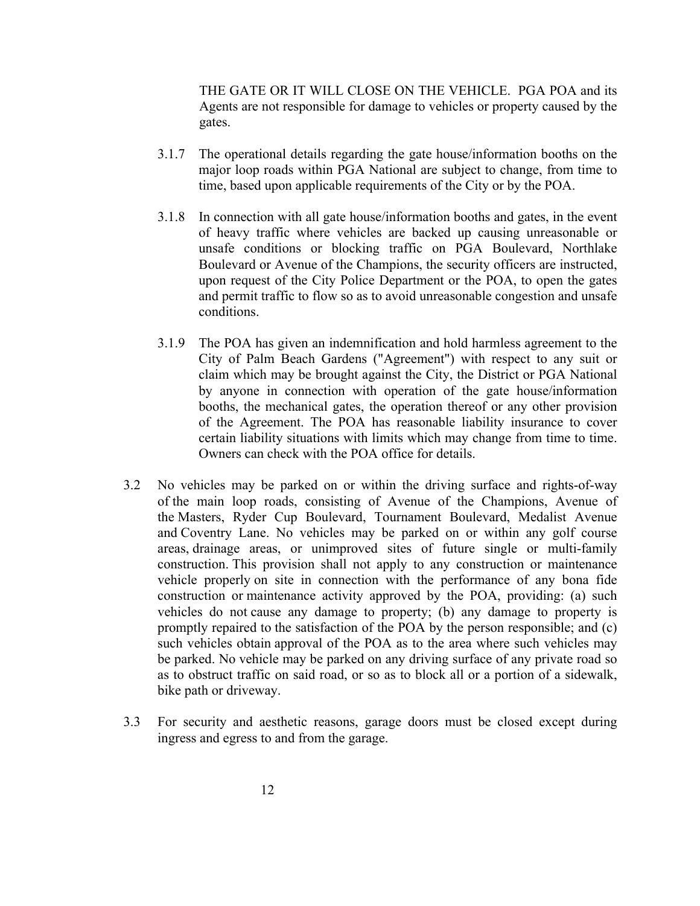THE GATE OR IT WILL CLOSE ON THE VEHICLE. PGA POA and its Agents are not responsible for damage to vehicles or property caused by the gates.

3.1.7 The operational details regarding the gate house/information booths on the major loop roads within PGA National are subject to change, from time to time, based upon applicable requirements of the City or by the POA.

3.1.8 In connection with all gate house/information booths and gates, in the event of heavy traffic where vehicles are backed up causing unreasonable or unsafe conditions or blocking traffic on PGA Boulevard, Northlake Boulevard or Avenue of the Champions, the security officers are instructed, upon request of the City Police Department or the POA, to open the gates and permit traffic to flow so as to avoid unreasonable congestion and unsafe conditions.

3.1.9 The POA has given an indemnification and hold harmless agreement to the City of Palm Beach Gardens ("Agreement") with respect to any suit or claim which may be brought against the City, the District or PGA National by anyone in connection with operation of the gate house/information booths, the mechanical gates, the operation thereof or any other provision of the Agreement. The POA has reasonable liability insurance to cover certain liability situations with limits which may change from time to time. Owners can check with the POA office for details.

3.2 No vehicles may be parked on or within the driving surface and rights-of-way of the main loop roads, consisting of Avenue of the Champions, Avenue of the Masters, Ryder Cup Boulevard, Tournament Boulevard, Medalist Avenue and Coventry Lane. No vehicles may be parked on or within any golf course areas, drainage areas, or unimproved sites of future single or multi-family construction. This provision shall not apply to any construction or maintenance vehicle properly on site in connection with the performance of any bona fide construction or maintenance activity approved by the POA, providing: (a) such vehicles do not cause any damage to property; (b) any damage to property is promptly repaired to the satisfaction of the POA by the person responsible; and (c) such vehicles obtain approval of the POA as to the area where such vehicles may be parked. No vehicle may be parked on any driving surface of any private road so as to obstruct traffic on said road, or so as to block all or a portion of a sidewalk, bike path or driveway.

3.3 For security and aesthetic reasons, garage doors must be closed except during ingress and egress to and from the garage.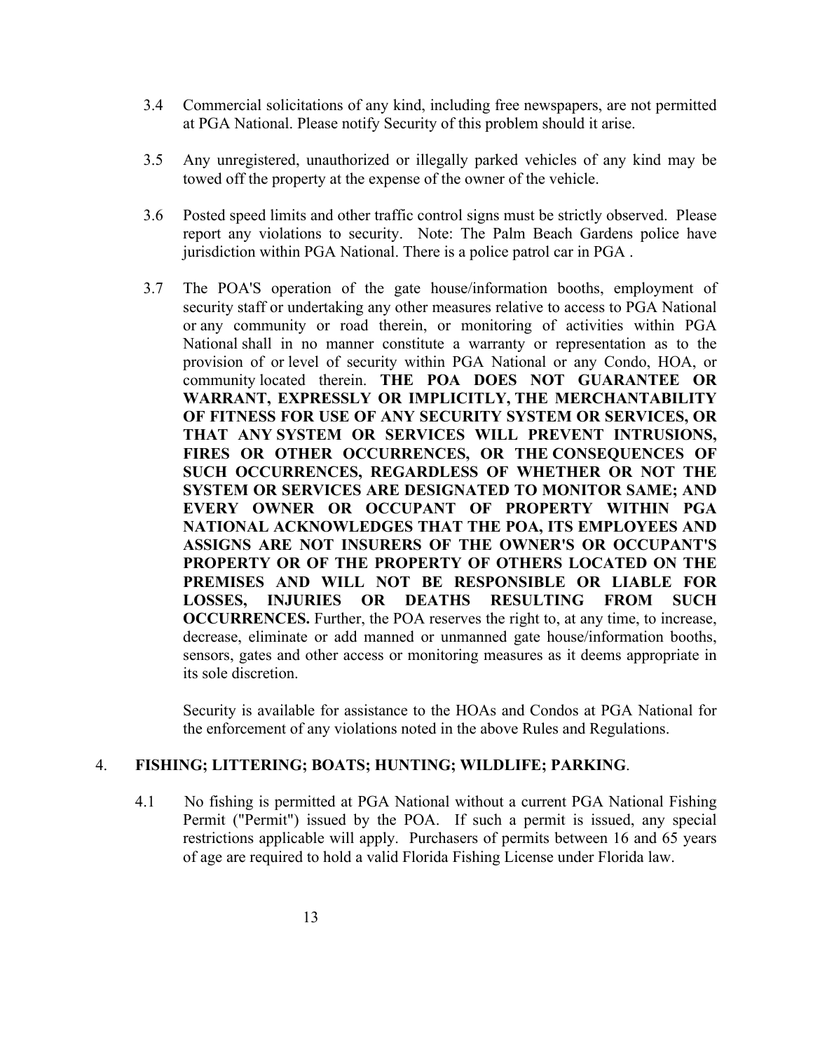3.4 Commercial solicitations of any kind, including free newspapers, are not permitted at PGA National. Please notify Security of this problem should it arise.

3.5 Any unregistered, unauthorized or illegally parked vehicles of any kind may be towed off the property at the expense of the owner of the vehicle.

3.6 Posted speed limits and other traffic control signs must be strictly observed. Please report any violations to security. Note: The Palm Beach Gardens police have jurisdiction within PGA National. There is a police patrol car in PGA .

3.7 The POA'S operation of the gate house/information booths, employment of security staff or undertaking any other measures relative to access to PGA National or any community or road therein, or monitoring of activities within PGA National shall in no manner constitute a warranty or representation as to the provision of or level of security within PGA National or any Condo, HOA, or community located therein. **THE POA DOES NOT GUARANTEE OR WARRANT, EXPRESSLY OR IMPLICITLY, THE MERCHANTABILITY OF FITNESS FOR USE OF ANY SECURITY SYSTEM OR SERVICES, OR THAT ANY SYSTEM OR SERVICES WILL PREVENT INTRUSIONS, FIRES OR OTHER OCCURRENCES, OR THE CONSEQUENCES OF SUCH OCCURRENCES, REGARDLESS OF WHETHER OR NOT THE SYSTEM OR SERVICES ARE DESIGNATED TO MONITOR SAME; AND EVERY OWNER OR OCCUPANT OF PROPERTY WITHIN PGA NATIONAL ACKNOWLEDGES THAT THE POA, ITS EMPLOYEES AND ASSIGNS ARE NOT INSURERS OF THE OWNER'S OR OCCUPANT'S PROPERTY OR OF THE PROPERTY OF OTHERS LOCATED ON THE PREMISES AND WILL NOT BE RESPONSIBLE OR LIABLE FOR LOSSES, INJURIES OR DEATHS RESULTING FROM SUCH OCCURRENCES.** Further, the POA reserves the right to, at any time, to increase, decrease, eliminate or add manned or unmanned gate house/information booths, sensors, gates and other access or monitoring measures as it deems appropriate in its sole discretion.

Security is available for assistance to the HOAs and Condos at PGA National for the enforcement of any violations noted in the above Rules and Regulations.

## 4. FISHING; LITTERING; BOATS; HUNTING; WILDLIFE; PARKING.

4.1 No fishing is permitted at PGA National without a current PGA National Fishing Permit ("Permit") issued by the POA. If such a permit is issued, any special restrictions applicable will apply. Purchasers of permits between 16 and 65 years of age are required to hold a valid Florida Fishing License under Florida law.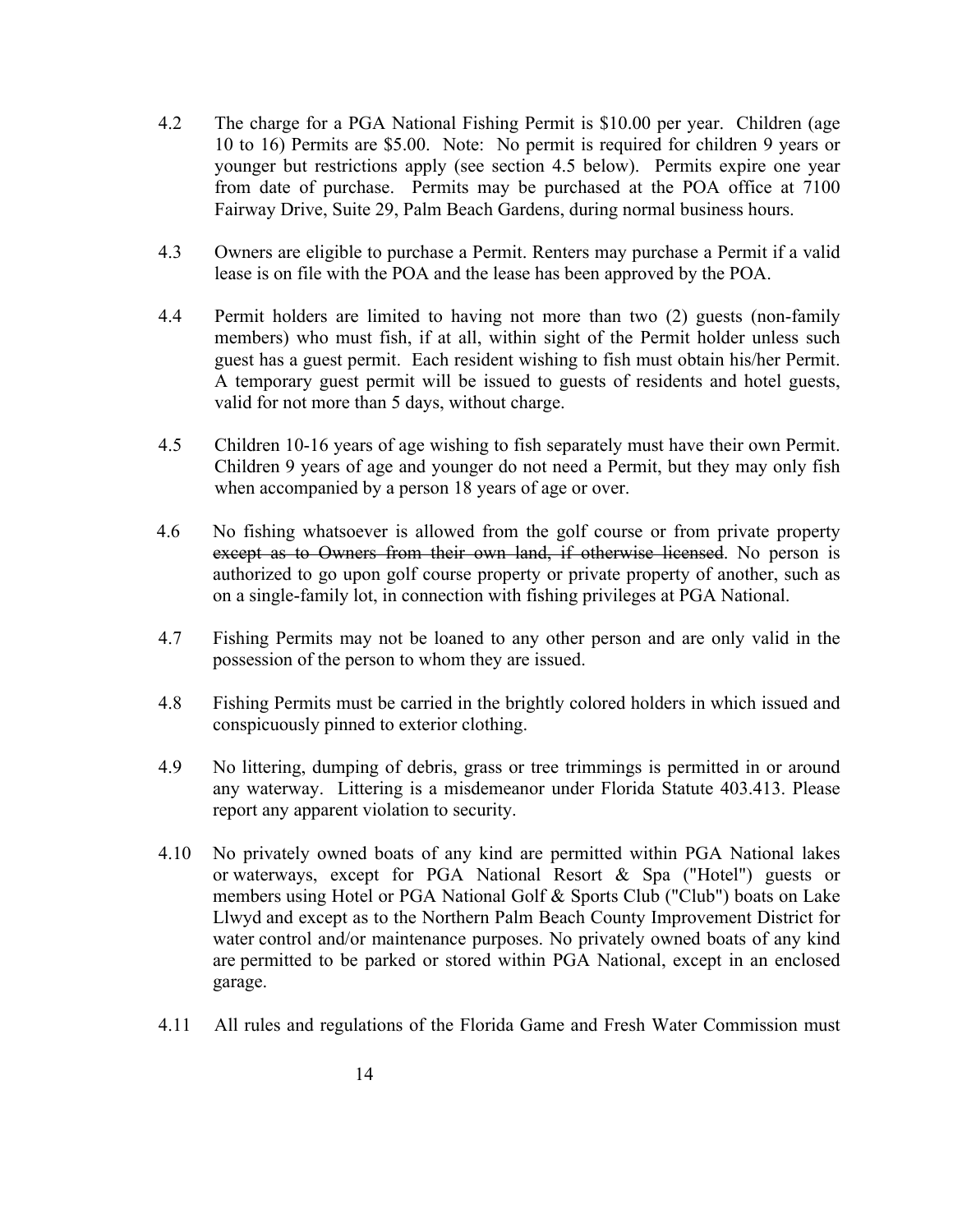4.2 The charge for a PGA National Fishing Permit is $10.00 per year. Children (age 10 to 16) Permits are $5.00. Note: No permit is required for children 9 years or younger but restrictions apply (see section 4.5 below). Permits expire one year from date of purchase. Permits may be purchased at the POA office at 7100 Fairway Drive, Suite 29, Palm Beach Gardens, during normal business hours.

4.3 Owners are eligible to purchase a Permit. Renters may purchase a Permit if a valid lease is on file with the POA and the lease has been approved by the POA.

4.4 Permit holders are limited to having not more than two (2) guests (non-family members) who must fish, if at all, within sight of the Permit holder unless such guest has a guest permit. Each resident wishing to fish must obtain his/her Permit. A temporary guest permit will be issued to guests of residents and hotel guests, valid for not more than 5 days, without charge.

4.5 Children 10-16 years of age wishing to fish separately must have their own Permit. Children 9 years of age and younger do not need a Permit, but they may only fish when accompanied by a person 18 years of age or over.

4.6 No fishing whatsoever is allowed from the golf course or from private property ~~except as to Owners from their own land, if otherwise licensed~~. No person is authorized to go upon golf course property or private property of another, such as on a single-family lot, in connection with fishing privileges at PGA National.

4.7 Fishing Permits may not be loaned to any other person and are only valid in the possession of the person to whom they are issued.

4.8 Fishing Permits must be carried in the brightly colored holders in which issued and conspicuously pinned to exterior clothing.

4.9 No littering, dumping of debris, grass or tree trimmings is permitted in or around any waterway. Littering is a misdemeanor under Florida Statute 403.413. Please report any apparent violation to security.

4.10 No privately owned boats of any kind are permitted within PGA National lakes or waterways, except for PGA National Resort & Spa ("Hotel") guests or members using Hotel or PGA National Golf & Sports Club ("Club") boats on Lake Llwyd and except as to the Northern Palm Beach County Improvement District for water control and/or maintenance purposes. No privately owned boats of any kind are permitted to be parked or stored within PGA National, except in an enclosed garage.

4.11 All rules and regulations of the Florida Game and Fresh Water Commission must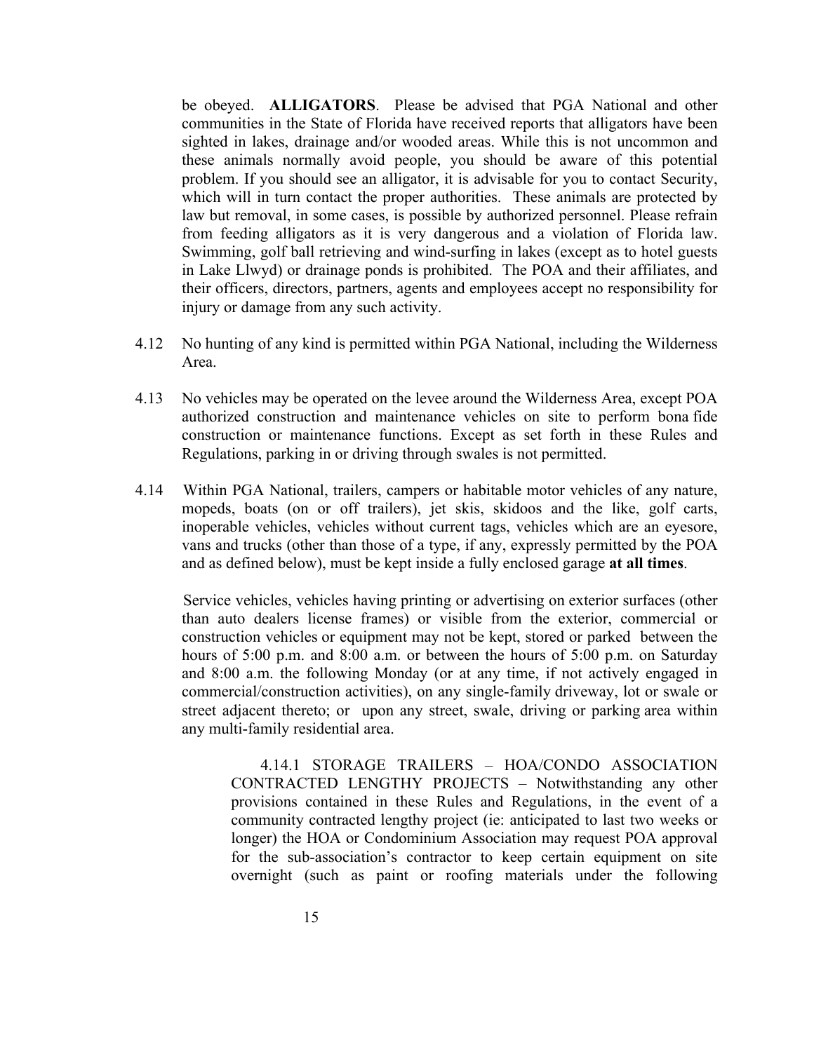be obeyed. **ALLIGATORS**. Please be advised that PGA National and other communities in the State of Florida have received reports that alligators have been sighted in lakes, drainage and/or wooded areas. While this is not uncommon and these animals normally avoid people, you should be aware of this potential problem. If you should see an alligator, it is advisable for you to contact Security, which will in turn contact the proper authorities. These animals are protected by law but removal, in some cases, is possible by authorized personnel. Please refrain from feeding alligators as it is very dangerous and a violation of Florida law. Swimming, golf ball retrieving and wind-surfing in lakes (except as to hotel guests in Lake Llwyd) or drainage ponds is prohibited. The POA and their affiliates, and their officers, directors, partners, agents and employees accept no responsibility for injury or damage from any such activity.

4.12 No hunting of any kind is permitted within PGA National, including the Wilderness Area.

4.13 No vehicles may be operated on the levee around the Wilderness Area, except POA authorized construction and maintenance vehicles on site to perform bona fide construction or maintenance functions. Except as set forth in these Rules and Regulations, parking in or driving through swales is not permitted.

4.14 Within PGA National, trailers, campers or habitable motor vehicles of any nature, mopeds, boats (on or off trailers), jet skis, skidoos and the like, golf carts, inoperable vehicles, vehicles without current tags, vehicles which are an eyesore, vans and trucks (other than those of a type, if any, expressly permitted by the POA and as defined below), must be kept inside a fully enclosed garage **at all times**.

Service vehicles, vehicles having printing or advertising on exterior surfaces (other than auto dealers license frames) or visible from the exterior, commercial or construction vehicles or equipment may not be kept, stored or parked between the hours of 5:00 p.m. and 8:00 a.m. or between the hours of 5:00 p.m. on Saturday and 8:00 a.m. the following Monday (or at any time, if not actively engaged in commercial/construction activities), on any single-family driveway, lot or swale or street adjacent thereto; or upon any street, swale, driving or parking area within any multi-family residential area.

4.14.1 STORAGE TRAILERS – HOA/CONDO ASSOCIATION CONTRACTED LENGTHY PROJECTS – Notwithstanding any other provisions contained in these Rules and Regulations, in the event of a community contracted lengthy project (ie: anticipated to last two weeks or longer) the HOA or Condominium Association may request POA approval for the sub-association's contractor to keep certain equipment on site overnight (such as paint or roofing materials under the following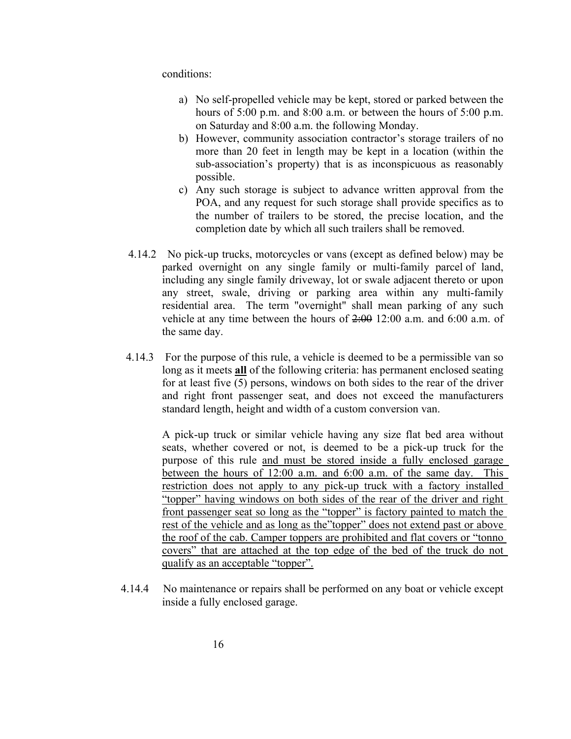conditions:

a) No self-propelled vehicle may be kept, stored or parked between the hours of 5:00 p.m. and 8:00 a.m. or between the hours of 5:00 p.m. on Saturday and 8:00 a.m. the following Monday.
b) However, community association contractor's storage trailers of no more than 20 feet in length may be kept in a location (within the sub-association's property) that is as inconspicuous as reasonably possible.
c) Any such storage is subject to advance written approval from the POA, and any request for such storage shall provide specifics as to the number of trailers to be stored, the precise location, and the completion date by which all such trailers shall be removed.

4.14.2 No pick-up trucks, motorcycles or vans (except as defined below) may be parked overnight on any single family or multi-family parcel of land, including any single family driveway, lot or swale adjacent thereto or upon any street, swale, driving or parking area within any multi-family residential area. The term "overnight" shall mean parking of any such vehicle at any time between the hours of ~~2:00~~ 12:00 a.m. and 6:00 a.m. of the same day.

4.14.3 For the purpose of this rule, a vehicle is deemed to be a permissible van so long as it meets **<u>all</u>** of the following criteria: has permanent enclosed seating for at least five (5) persons, windows on both sides to the rear of the driver and right front passenger seat, and does not exceed the manufacturers standard length, height and width of a custom conversion van.

A pick-up truck or similar vehicle having any size flat bed area without seats, whether covered or not, is deemed to be a pick-up truck for the purpose of this rule <u>and must be stored inside a fully enclosed garage between the hours of 12:00 a.m. and 6:00 a.m. of the same day. This restriction does not apply to any pick-up truck with a factory installed "topper" having windows on both sides of the rear of the driver and right front passenger seat so long as the "topper" is factory painted to match the rest of the vehicle and as long as the"topper" does not extend past or above the roof of the cab. Camper toppers are prohibited and flat covers or "tonno covers" that are attached at the top edge of the bed of the truck do not qualify as an acceptable "topper".</u>

4.14.4 No maintenance or repairs shall be performed on any boat or vehicle except inside a fully enclosed garage.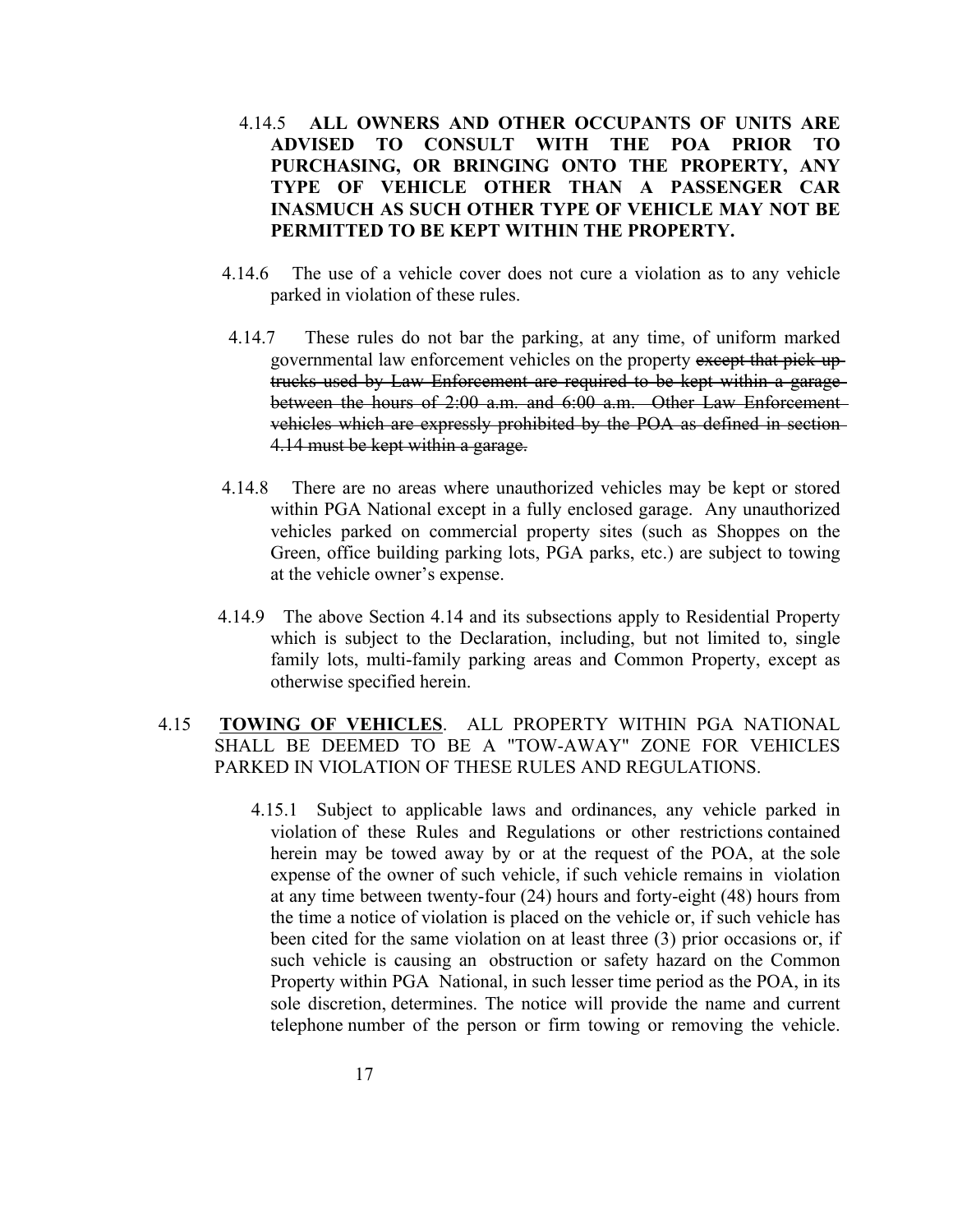4.14.5 **ALL OWNERS AND OTHER OCCUPANTS OF UNITS ARE ADVISED TO CONSULT WITH THE POA PRIOR TO PURCHASING, OR BRINGING ONTO THE PROPERTY, ANY TYPE OF VEHICLE OTHER THAN A PASSENGER CAR INASMUCH AS SUCH OTHER TYPE OF VEHICLE MAY NOT BE PERMITTED TO BE KEPT WITHIN THE PROPERTY.**

4.14.6 The use of a vehicle cover does not cure a violation as to any vehicle parked in violation of these rules.

4.14.7 These rules do not bar the parking, at any time, of uniform marked governmental law enforcement vehicles on the property ~~except that pick-up trucks used by Law Enforcement are required to be kept within a garage between the hours of 2:00 a.m. and 6:00 a.m. Other Law Enforcement vehicles which are expressly prohibited by the POA as defined in section 4.14 must be kept within a garage.~~

4.14.8 There are no areas where unauthorized vehicles may be kept or stored within PGA National except in a fully enclosed garage. Any unauthorized vehicles parked on commercial property sites (such as Shoppes on the Green, office building parking lots, PGA parks, etc.) are subject to towing at the vehicle owner's expense.

4.14.9 The above Section 4.14 and its subsections apply to Residential Property which is subject to the Declaration, including, but not limited to, single family lots, multi-family parking areas and Common Property, except as otherwise specified herein.

4.15 **TOWING OF VEHICLES**. ALL PROPERTY WITHIN PGA NATIONAL SHALL BE DEEMED TO BE A "TOW-AWAY" ZONE FOR VEHICLES PARKED IN VIOLATION OF THESE RULES AND REGULATIONS.

4.15.1 Subject to applicable laws and ordinances, any vehicle parked in violation of these Rules and Regulations or other restrictions contained herein may be towed away by or at the request of the POA, at the sole expense of the owner of such vehicle, if such vehicle remains in violation at any time between twenty-four (24) hours and forty-eight (48) hours from the time a notice of violation is placed on the vehicle or, if such vehicle has been cited for the same violation on at least three (3) prior occasions or, if such vehicle is causing an obstruction or safety hazard on the Common Property within PGA National, in such lesser time period as the POA, in its sole discretion, determines. The notice will provide the name and current telephone number of the person or firm towing or removing the vehicle.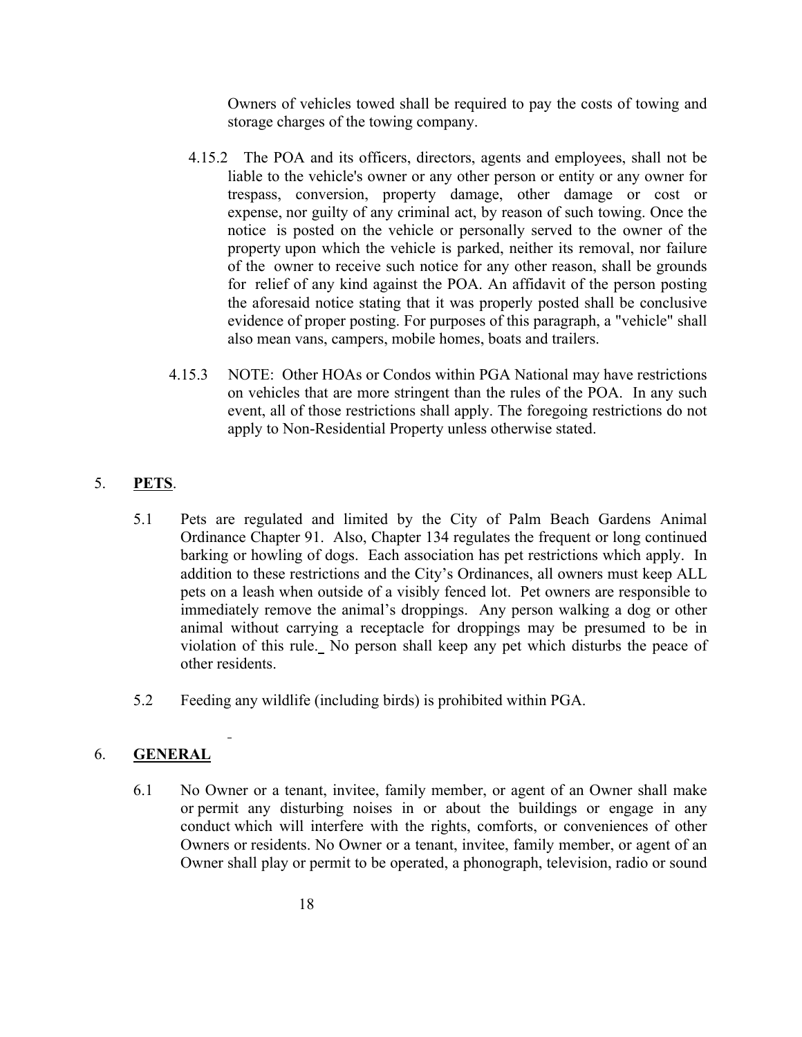Owners of vehicles towed shall be required to pay the costs of towing and storage charges of the towing company.

4.15.2 The POA and its officers, directors, agents and employees, shall not be liable to the vehicle's owner or any other person or entity or any owner for trespass, conversion, property damage, other damage or cost or expense, nor guilty of any criminal act, by reason of such towing. Once the notice is posted on the vehicle or personally served to the owner of the property upon which the vehicle is parked, neither its removal, nor failure of the owner to receive such notice for any other reason, shall be grounds for relief of any kind against the POA. An affidavit of the person posting the aforesaid notice stating that it was properly posted shall be conclusive evidence of proper posting. For purposes of this paragraph, a "vehicle" shall also mean vans, campers, mobile homes, boats and trailers.

4.15.3 NOTE: Other HOAs or Condos within PGA National may have restrictions on vehicles that are more stringent than the rules of the POA. In any such event, all of those restrictions shall apply. The foregoing restrictions do not apply to Non-Residential Property unless otherwise stated.

## 5. **PETS**.

5.1 Pets are regulated and limited by the City of Palm Beach Gardens Animal Ordinance Chapter 91. Also, Chapter 134 regulates the frequent or long continued barking or howling of dogs. Each association has pet restrictions which apply. In addition to these restrictions and the City's Ordinances, all owners must keep ALL pets on a leash when outside of a visibly fenced lot. Pet owners are responsible to immediately remove the animal's droppings. Any person walking a dog or other animal without carrying a receptacle for droppings may be presumed to be in violation of this rule. No person shall keep any pet which disturbs the peace of other residents.

5.2 Feeding any wildlife (including birds) is prohibited within PGA.

## 6. **GENERAL**

6.1 No Owner or a tenant, invitee, family member, or agent of an Owner shall make or permit any disturbing noises in or about the buildings or engage in any conduct which will interfere with the rights, comforts, or conveniences of other Owners or residents. No Owner or a tenant, invitee, family member, or agent of an Owner shall play or permit to be operated, a phonograph, television, radio or sound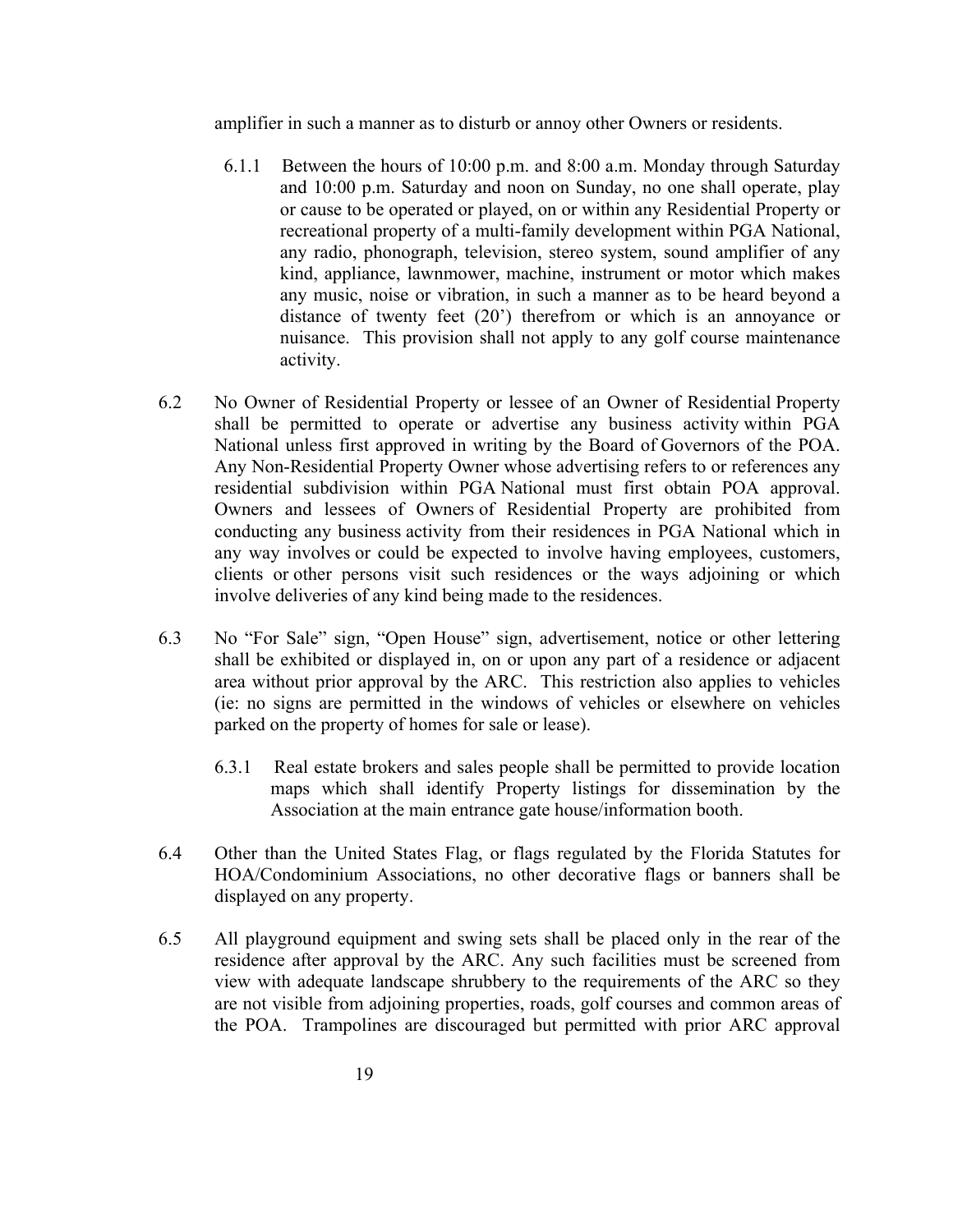amplifier in such a manner as to disturb or annoy other Owners or residents.

6.1.1 Between the hours of 10:00 p.m. and 8:00 a.m. Monday through Saturday and 10:00 p.m. Saturday and noon on Sunday, no one shall operate, play or cause to be operated or played, on or within any Residential Property or recreational property of a multi-family development within PGA National, any radio, phonograph, television, stereo system, sound amplifier of any kind, appliance, lawnmower, machine, instrument or motor which makes any music, noise or vibration, in such a manner as to be heard beyond a distance of twenty feet (20') therefrom or which is an annoyance or nuisance. This provision shall not apply to any golf course maintenance activity.

6.2 No Owner of Residential Property or lessee of an Owner of Residential Property shall be permitted to operate or advertise any business activity within PGA National unless first approved in writing by the Board of Governors of the POA. Any Non-Residential Property Owner whose advertising refers to or references any residential subdivision within PGA National must first obtain POA approval. Owners and lessees of Owners of Residential Property are prohibited from conducting any business activity from their residences in PGA National which in any way involves or could be expected to involve having employees, customers, clients or other persons visit such residences or the ways adjoining or which involve deliveries of any kind being made to the residences.

6.3 No "For Sale" sign, "Open House" sign, advertisement, notice or other lettering shall be exhibited or displayed in, on or upon any part of a residence or adjacent area without prior approval by the ARC. This restriction also applies to vehicles (ie: no signs are permitted in the windows of vehicles or elsewhere on vehicles parked on the property of homes for sale or lease).

6.3.1 Real estate brokers and sales people shall be permitted to provide location maps which shall identify Property listings for dissemination by the Association at the main entrance gate house/information booth.

6.4 Other than the United States Flag, or flags regulated by the Florida Statutes for HOA/Condominium Associations, no other decorative flags or banners shall be displayed on any property.

6.5 All playground equipment and swing sets shall be placed only in the rear of the residence after approval by the ARC. Any such facilities must be screened from view with adequate landscape shrubbery to the requirements of the ARC so they are not visible from adjoining properties, roads, golf courses and common areas of the POA. Trampolines are discouraged but permitted with prior ARC approval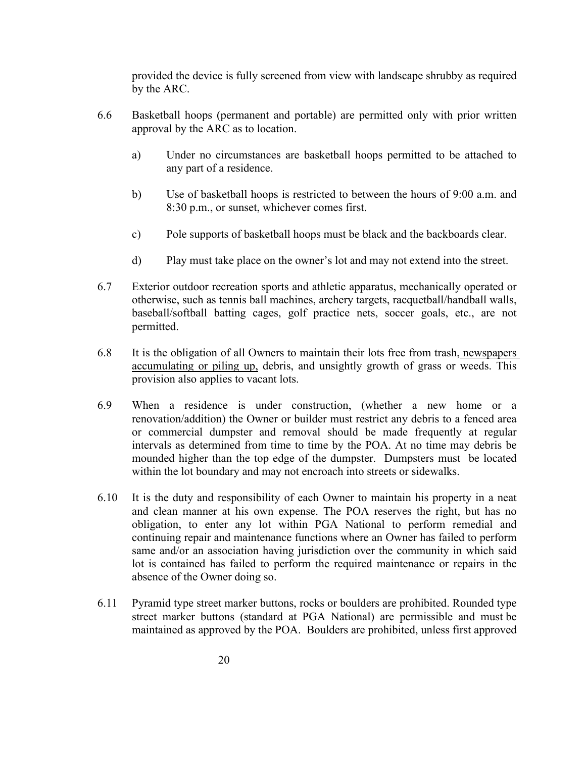provided the device is fully screened from view with landscape shrubby as required by the ARC.

6.6 Basketball hoops (permanent and portable) are permitted only with prior written approval by the ARC as to location.

a) Under no circumstances are basketball hoops permitted to be attached to any part of a residence.

b) Use of basketball hoops is restricted to between the hours of 9:00 a.m. and 8:30 p.m., or sunset, whichever comes first.

c) Pole supports of basketball hoops must be black and the backboards clear.

d) Play must take place on the owner's lot and may not extend into the street.

6.7 Exterior outdoor recreation sports and athletic apparatus, mechanically operated or otherwise, such as tennis ball machines, archery targets, racquetball/handball walls, baseball/softball batting cages, golf practice nets, soccer goals, etc., are not permitted.

6.8 It is the obligation of all Owners to maintain their lots free from trash, <u>newspapers accumulating or piling up,</u> debris, and unsightly growth of grass or weeds. This provision also applies to vacant lots.

6.9 When a residence is under construction, (whether a new home or a renovation/addition) the Owner or builder must restrict any debris to a fenced area or commercial dumpster and removal should be made frequently at regular intervals as determined from time to time by the POA. At no time may debris be mounded higher than the top edge of the dumpster. Dumpsters must be located within the lot boundary and may not encroach into streets or sidewalks.

6.10 It is the duty and responsibility of each Owner to maintain his property in a neat and clean manner at his own expense. The POA reserves the right, but has no obligation, to enter any lot within PGA National to perform remedial and continuing repair and maintenance functions where an Owner has failed to perform same and/or an association having jurisdiction over the community in which said lot is contained has failed to perform the required maintenance or repairs in the absence of the Owner doing so.

6.11 Pyramid type street marker buttons, rocks or boulders are prohibited. Rounded type street marker buttons (standard at PGA National) are permissible and must be maintained as approved by the POA. Boulders are prohibited, unless first approved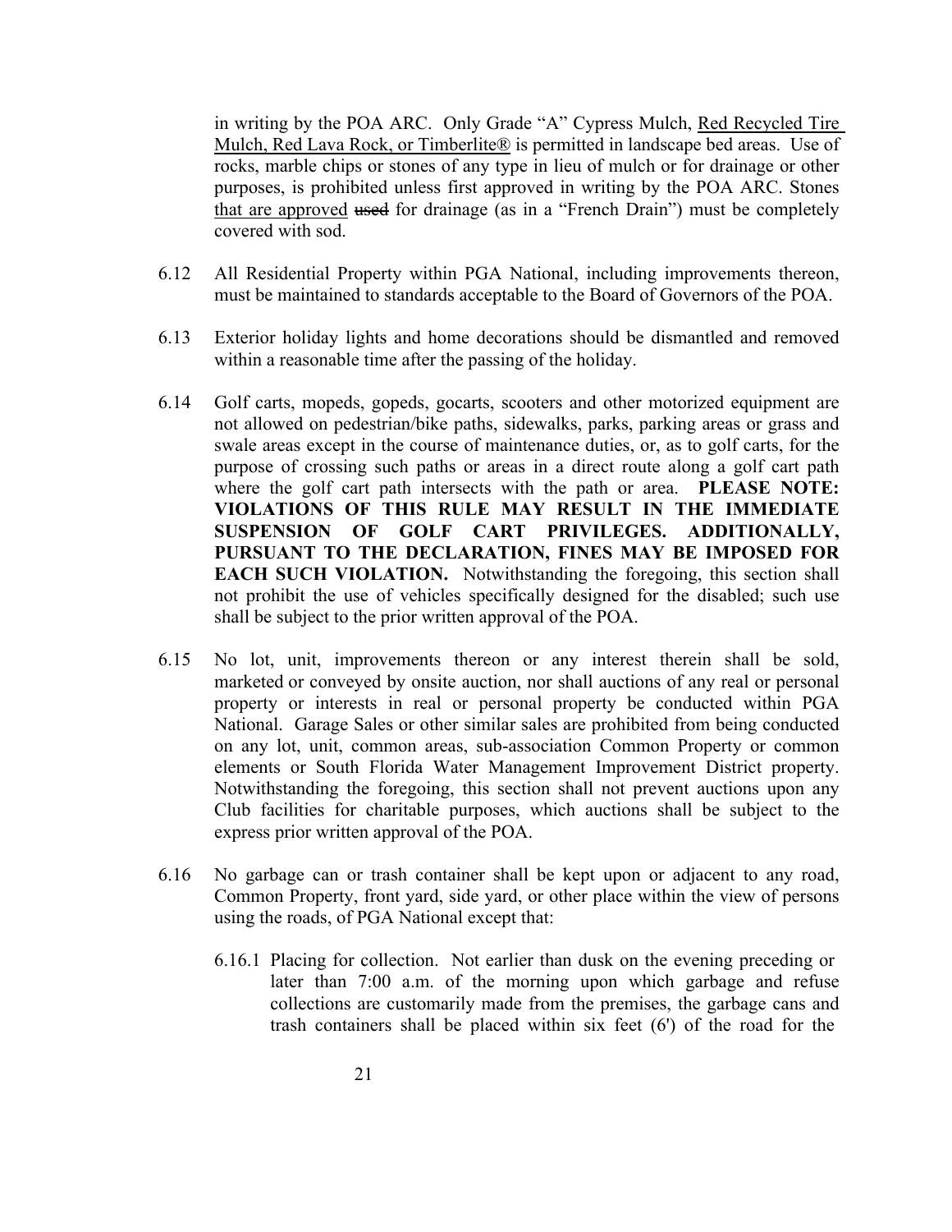in writing by the POA ARC. Only Grade "A" Cypress Mulch, <u>Red Recycled Tire Mulch, Red Lava Rock, or Timberlite®</u> is permitted in landscape bed areas. Use of rocks, marble chips or stones of any type in lieu of mulch or for drainage or other purposes, is prohibited unless first approved in writing by the POA ARC. Stones <u>that are approved</u> ~~used~~ for drainage (as in a "French Drain") must be completely covered with sod.

6.12 All Residential Property within PGA National, including improvements thereon, must be maintained to standards acceptable to the Board of Governors of the POA.

6.13 Exterior holiday lights and home decorations should be dismantled and removed within a reasonable time after the passing of the holiday.

6.14 Golf carts, mopeds, gopeds, gocarts, scooters and other motorized equipment are not allowed on pedestrian/bike paths, sidewalks, parks, parking areas or grass and swale areas except in the course of maintenance duties, or, as to golf carts, for the purpose of crossing such paths or areas in a direct route along a golf cart path where the golf cart path intersects with the path or area. **PLEASE NOTE: VIOLATIONS OF THIS RULE MAY RESULT IN THE IMMEDIATE SUSPENSION OF GOLF CART PRIVILEGES. ADDITIONALLY, PURSUANT TO THE DECLARATION, FINES MAY BE IMPOSED FOR EACH SUCH VIOLATION.** Notwithstanding the foregoing, this section shall not prohibit the use of vehicles specifically designed for the disabled; such use shall be subject to the prior written approval of the POA.

6.15 No lot, unit, improvements thereon or any interest therein shall be sold, marketed or conveyed by onsite auction, nor shall auctions of any real or personal property or interests in real or personal property be conducted within PGA National. Garage Sales or other similar sales are prohibited from being conducted on any lot, unit, common areas, sub-association Common Property or common elements or South Florida Water Management Improvement District property. Notwithstanding the foregoing, this section shall not prevent auctions upon any Club facilities for charitable purposes, which auctions shall be subject to the express prior written approval of the POA.

6.16 No garbage can or trash container shall be kept upon or adjacent to any road, Common Property, front yard, side yard, or other place within the view of persons using the roads, of PGA National except that:

6.16.1 Placing for collection. Not earlier than dusk on the evening preceding or later than 7:00 a.m. of the morning upon which garbage and refuse collections are customarily made from the premises, the garbage cans and trash containers shall be placed within six feet (6') of the road for the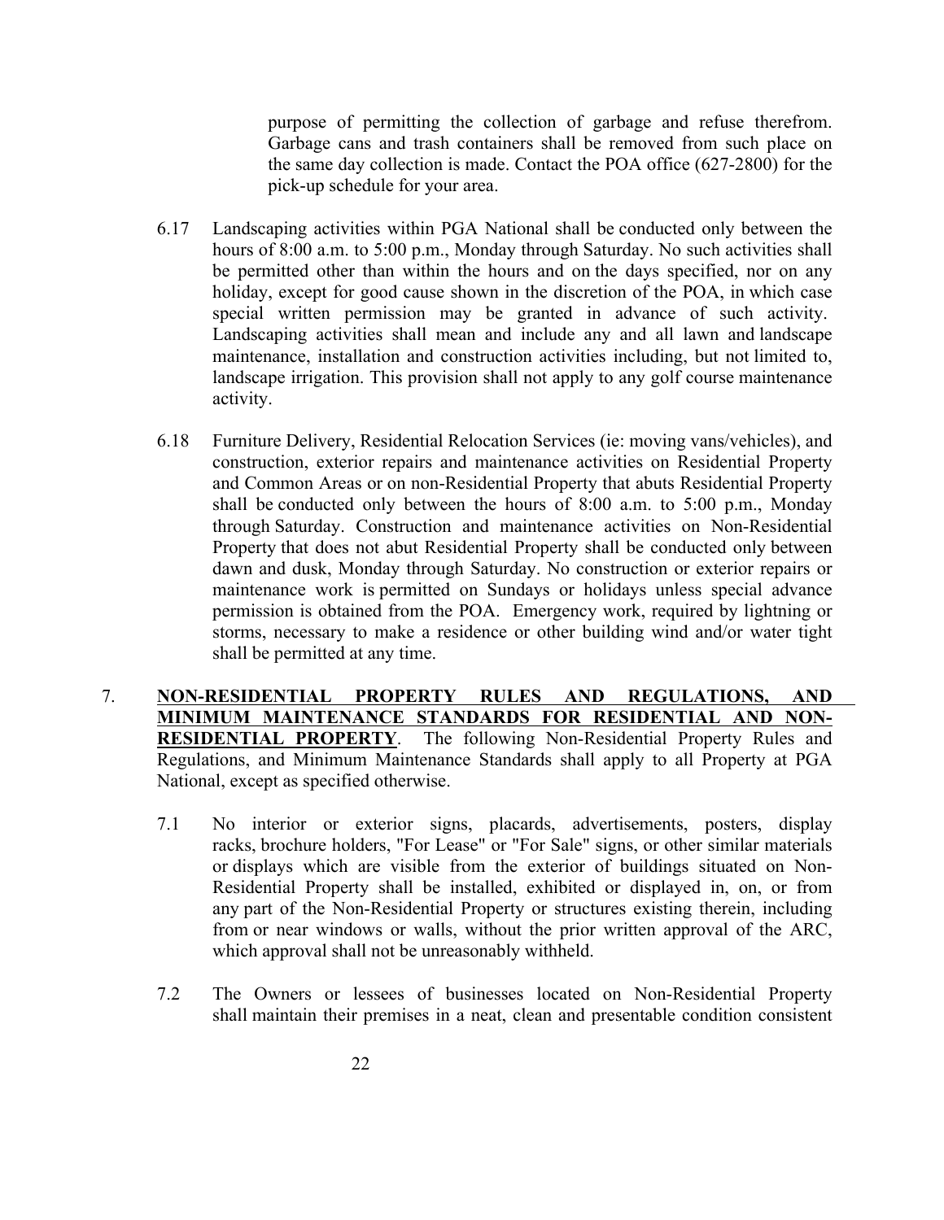purpose of permitting the collection of garbage and refuse therefrom. Garbage cans and trash containers shall be removed from such place on the same day collection is made. Contact the POA office (627-2800) for the pick-up schedule for your area.

6.17 Landscaping activities within PGA National shall be conducted only between the hours of 8:00 a.m. to 5:00 p.m., Monday through Saturday. No such activities shall be permitted other than within the hours and on the days specified, nor on any holiday, except for good cause shown in the discretion of the POA, in which case special written permission may be granted in advance of such activity. Landscaping activities shall mean and include any and all lawn and landscape maintenance, installation and construction activities including, but not limited to, landscape irrigation. This provision shall not apply to any golf course maintenance activity.

6.18 Furniture Delivery, Residential Relocation Services (ie: moving vans/vehicles), and construction, exterior repairs and maintenance activities on Residential Property and Common Areas or on non-Residential Property that abuts Residential Property shall be conducted only between the hours of 8:00 a.m. to 5:00 p.m., Monday through Saturday. Construction and maintenance activities on Non-Residential Property that does not abut Residential Property shall be conducted only between dawn and dusk, Monday through Saturday. No construction or exterior repairs or maintenance work is permitted on Sundays or holidays unless special advance permission is obtained from the POA. Emergency work, required by lightning or storms, necessary to make a residence or other building wind and/or water tight shall be permitted at any time.

7. **NON-RESIDENTIAL PROPERTY RULES AND REGULATIONS, AND MINIMUM MAINTENANCE STANDARDS FOR RESIDENTIAL AND NON-RESIDENTIAL PROPERTY**. The following Non-Residential Property Rules and Regulations, and Minimum Maintenance Standards shall apply to all Property at PGA National, except as specified otherwise.

7.1 No interior or exterior signs, placards, advertisements, posters, display racks, brochure holders, "For Lease" or "For Sale" signs, or other similar materials or displays which are visible from the exterior of buildings situated on Non-Residential Property shall be installed, exhibited or displayed in, on, or from any part of the Non-Residential Property or structures existing therein, including from or near windows or walls, without the prior written approval of the ARC, which approval shall not be unreasonably withheld.

7.2 The Owners or lessees of businesses located on Non-Residential Property shall maintain their premises in a neat, clean and presentable condition consistent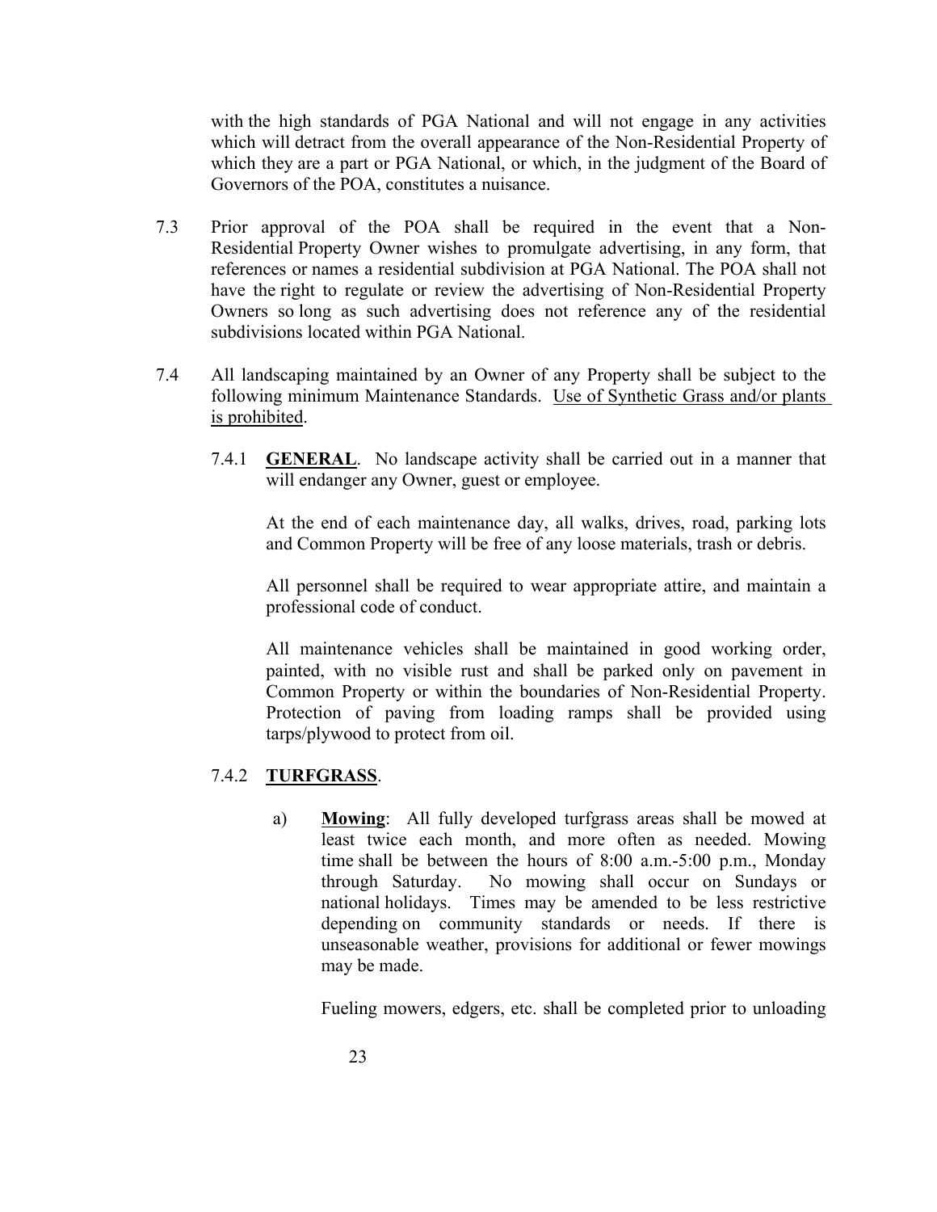with the high standards of PGA National and will not engage in any activities which will detract from the overall appearance of the Non-Residential Property of which they are a part or PGA National, or which, in the judgment of the Board of Governors of the POA, constitutes a nuisance.

7.3 Prior approval of the POA shall be required in the event that a Non-Residential Property Owner wishes to promulgate advertising, in any form, that references or names a residential subdivision at PGA National. The POA shall not have the right to regulate or review the advertising of Non-Residential Property Owners so long as such advertising does not reference any of the residential subdivisions located within PGA National.

7.4 All landscaping maintained by an Owner of any Property shall be subject to the following minimum Maintenance Standards. <u>Use of Synthetic Grass and/or plants is prohibited</u>.

7.4.1 **<u>GENERAL</u>**. No landscape activity shall be carried out in a manner that will endanger any Owner, guest or employee.

At the end of each maintenance day, all walks, drives, road, parking lots and Common Property will be free of any loose materials, trash or debris.

All personnel shall be required to wear appropriate attire, and maintain a professional code of conduct.

All maintenance vehicles shall be maintained in good working order, painted, with no visible rust and shall be parked only on pavement in Common Property or within the boundaries of Non-Residential Property. Protection of paving from loading ramps shall be provided using tarps/plywood to protect from oil.

7.4.2 **<u>TURFGRASS</u>**.

a) **<u>Mowing</u>**: All fully developed turfgrass areas shall be mowed at least twice each month, and more often as needed. Mowing time shall be between the hours of 8:00 a.m.-5:00 p.m., Monday through Saturday. No mowing shall occur on Sundays or national holidays. Times may be amended to be less restrictive depending on community standards or needs. If there is unseasonable weather, provisions for additional or fewer mowings may be made.

Fueling mowers, edgers, etc. shall be completed prior to unloading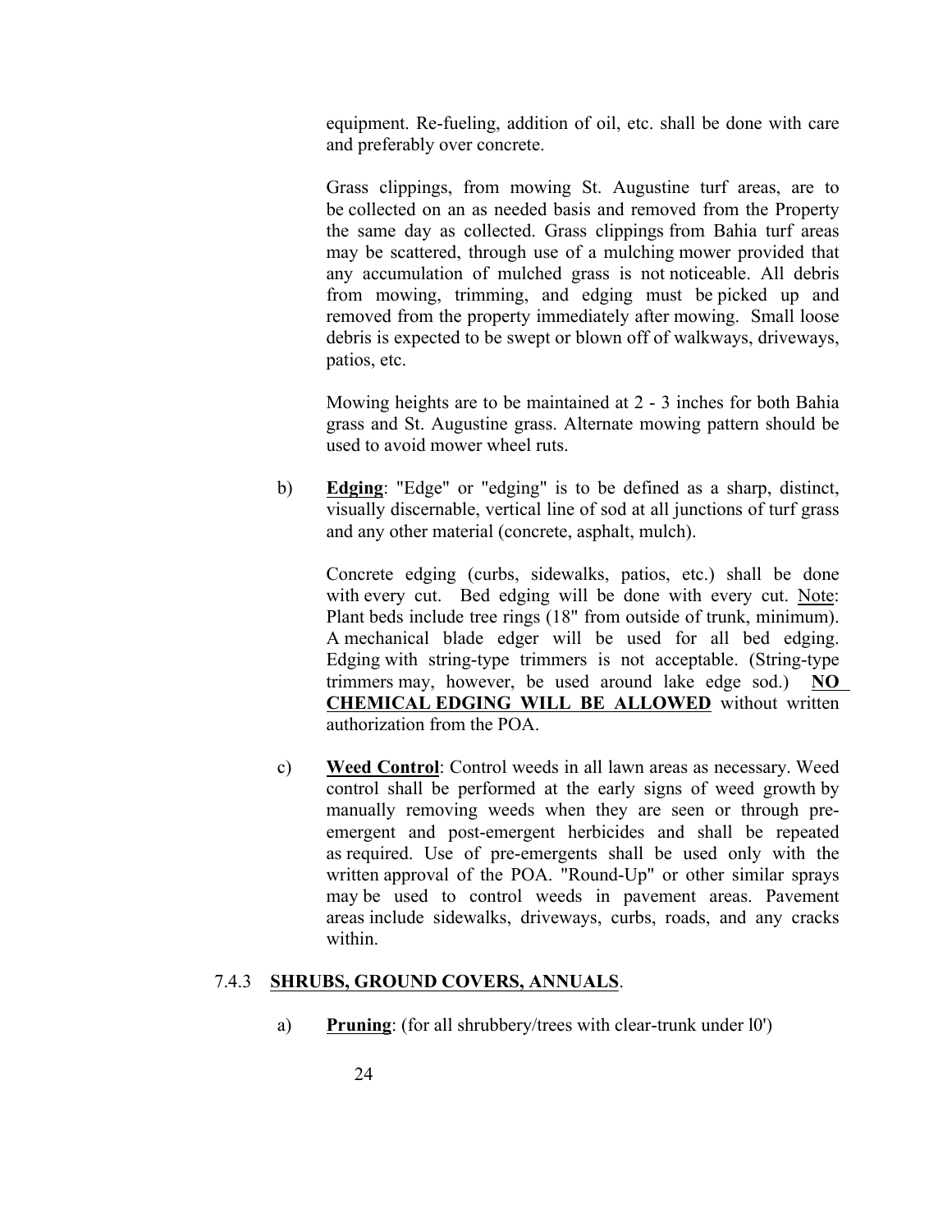equipment. Re-fueling, addition of oil, etc. shall be done with care and preferably over concrete.

Grass clippings, from mowing St. Augustine turf areas, are to be collected on an as needed basis and removed from the Property the same day as collected. Grass clippings from Bahia turf areas may be scattered, through use of a mulching mower provided that any accumulation of mulched grass is not noticeable. All debris from mowing, trimming, and edging must be picked up and removed from the property immediately after mowing. Small loose debris is expected to be swept or blown off of walkways, driveways, patios, etc.

Mowing heights are to be maintained at 2 - 3 inches for both Bahia grass and St. Augustine grass. Alternate mowing pattern should be used to avoid mower wheel ruts.

b) **Edging**: "Edge" or "edging" is to be defined as a sharp, distinct, visually discernable, vertical line of sod at all junctions of turf grass and any other material (concrete, asphalt, mulch).

Concrete edging (curbs, sidewalks, patios, etc.) shall be done with every cut. Bed edging will be done with every cut. Note: Plant beds include tree rings (18" from outside of trunk, minimum). A mechanical blade edger will be used for all bed edging. Edging with string-type trimmers is not acceptable. (String-type trimmers may, however, be used around lake edge sod.) **NO CHEMICAL EDGING WILL BE ALLOWED** without written authorization from the POA.

c) **Weed Control**: Control weeds in all lawn areas as necessary. Weed control shall be performed at the early signs of weed growth by manually removing weeds when they are seen or through pre-emergent and post-emergent herbicides and shall be repeated as required. Use of pre-emergents shall be used only with the written approval of the POA. "Round-Up" or other similar sprays may be used to control weeds in pavement areas. Pavement areas include sidewalks, driveways, curbs, roads, and any cracks within.

### 7.4.3 SHRUBS, GROUND COVERS, ANNUALS.

a) **Pruning**: (for all shrubbery/trees with clear-trunk under l0')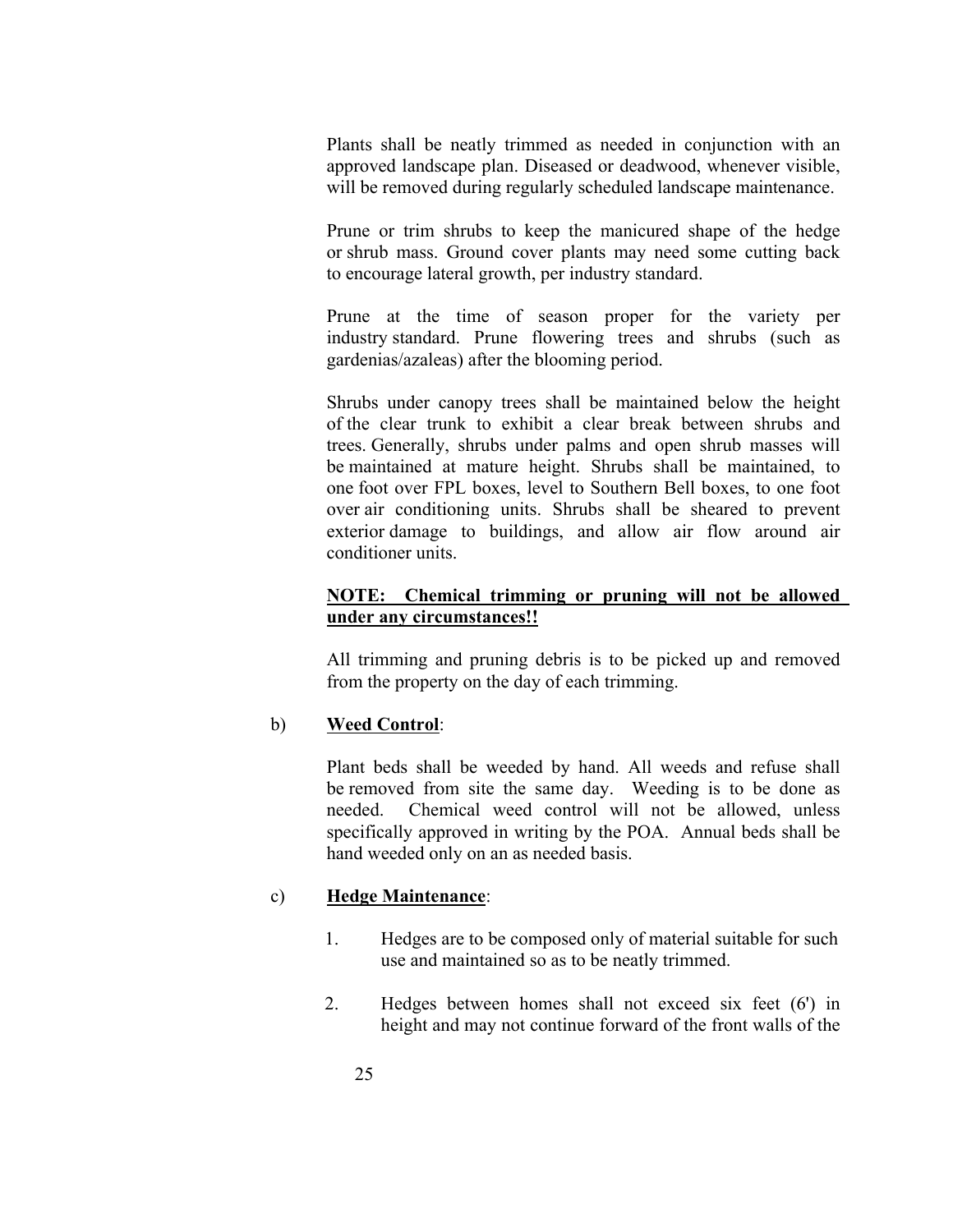Plants shall be neatly trimmed as needed in conjunction with an approved landscape plan. Diseased or deadwood, whenever visible, will be removed during regularly scheduled landscape maintenance.

Prune or trim shrubs to keep the manicured shape of the hedge or shrub mass. Ground cover plants may need some cutting back to encourage lateral growth, per industry standard.

Prune at the time of season proper for the variety per industry standard. Prune flowering trees and shrubs (such as gardenias/azaleas) after the blooming period.

Shrubs under canopy trees shall be maintained below the height of the clear trunk to exhibit a clear break between shrubs and trees. Generally, shrubs under palms and open shrub masses will be maintained at mature height. Shrubs shall be maintained, to one foot over FPL boxes, level to Southern Bell boxes, to one foot over air conditioning units. Shrubs shall be sheared to prevent exterior damage to buildings, and allow air flow around air conditioner units.

<u>**NOTE: Chemical trimming or pruning will not be allowed under any circumstances!!**</u>

All trimming and pruning debris is to be picked up and removed from the property on the day of each trimming.

b) <u>**Weed Control**</u>:

Plant beds shall be weeded by hand. All weeds and refuse shall be removed from site the same day. Weeding is to be done as needed. Chemical weed control will not be allowed, unless specifically approved in writing by the POA. Annual beds shall be hand weeded only on an as needed basis.

c) <u>**Hedge Maintenance**</u>:

1. Hedges are to be composed only of material suitable for such use and maintained so as to be neatly trimmed.

2. Hedges between homes shall not exceed six feet (6') in height and may not continue forward of the front walls of the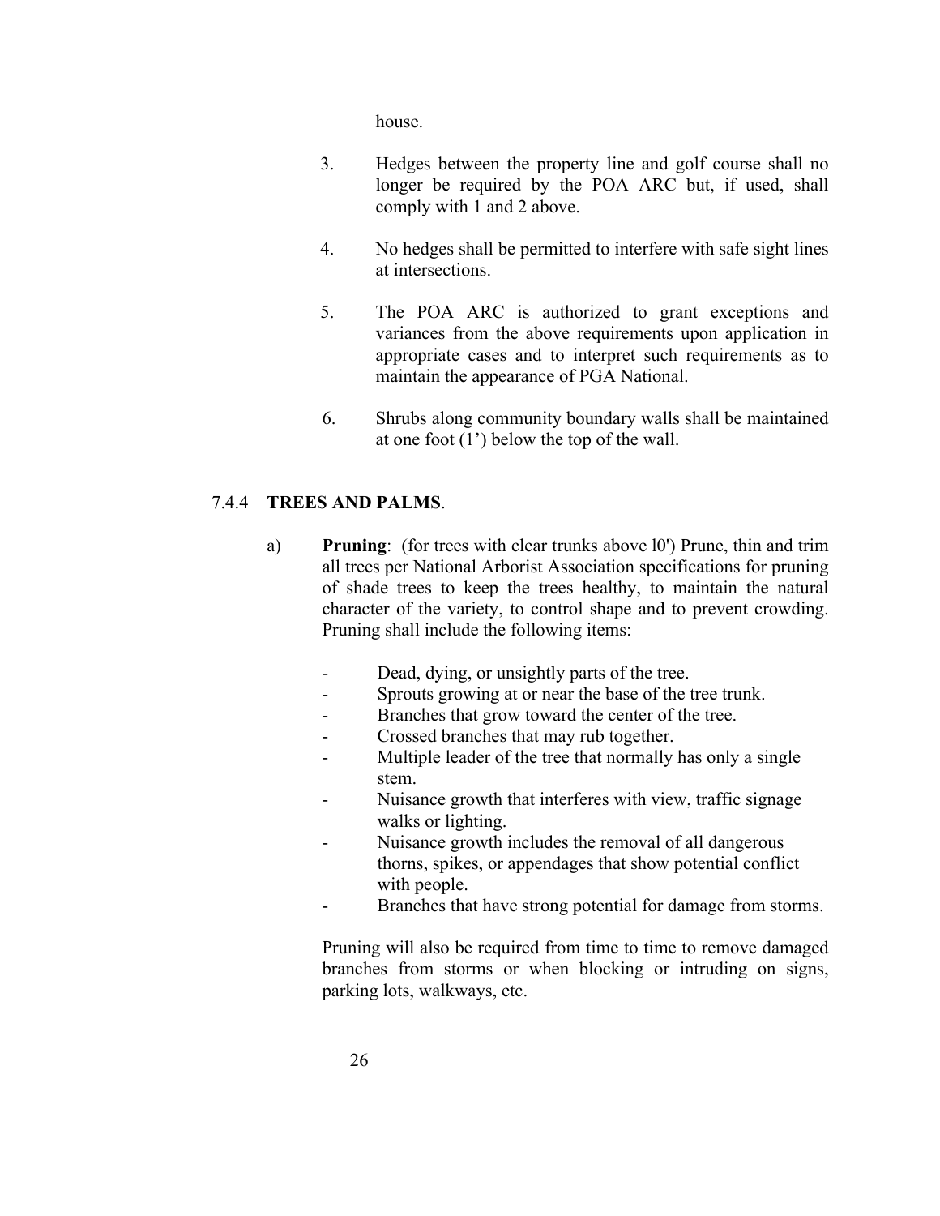house.

3. Hedges between the property line and golf course shall no longer be required by the POA ARC but, if used, shall comply with 1 and 2 above.

4. No hedges shall be permitted to interfere with safe sight lines at intersections.

5. The POA ARC is authorized to grant exceptions and variances from the above requirements upon application in appropriate cases and to interpret such requirements as to maintain the appearance of PGA National.

6. Shrubs along community boundary walls shall be maintained at one foot (1') below the top of the wall.

7.4.4 **TREES AND PALMS**.

a) **Pruning**: (for trees with clear trunks above l0') Prune, thin and trim all trees per National Arborist Association specifications for pruning of shade trees to keep the trees healthy, to maintain the natural character of the variety, to control shape and to prevent crowding. Pruning shall include the following items:

- Dead, dying, or unsightly parts of the tree.
- Sprouts growing at or near the base of the tree trunk.
- Branches that grow toward the center of the tree.
- Crossed branches that may rub together.
- Multiple leader of the tree that normally has only a single stem.
- Nuisance growth that interferes with view, traffic signage walks or lighting.
- Nuisance growth includes the removal of all dangerous thorns, spikes, or appendages that show potential conflict with people.
- Branches that have strong potential for damage from storms.

Pruning will also be required from time to time to remove damaged branches from storms or when blocking or intruding on signs, parking lots, walkways, etc.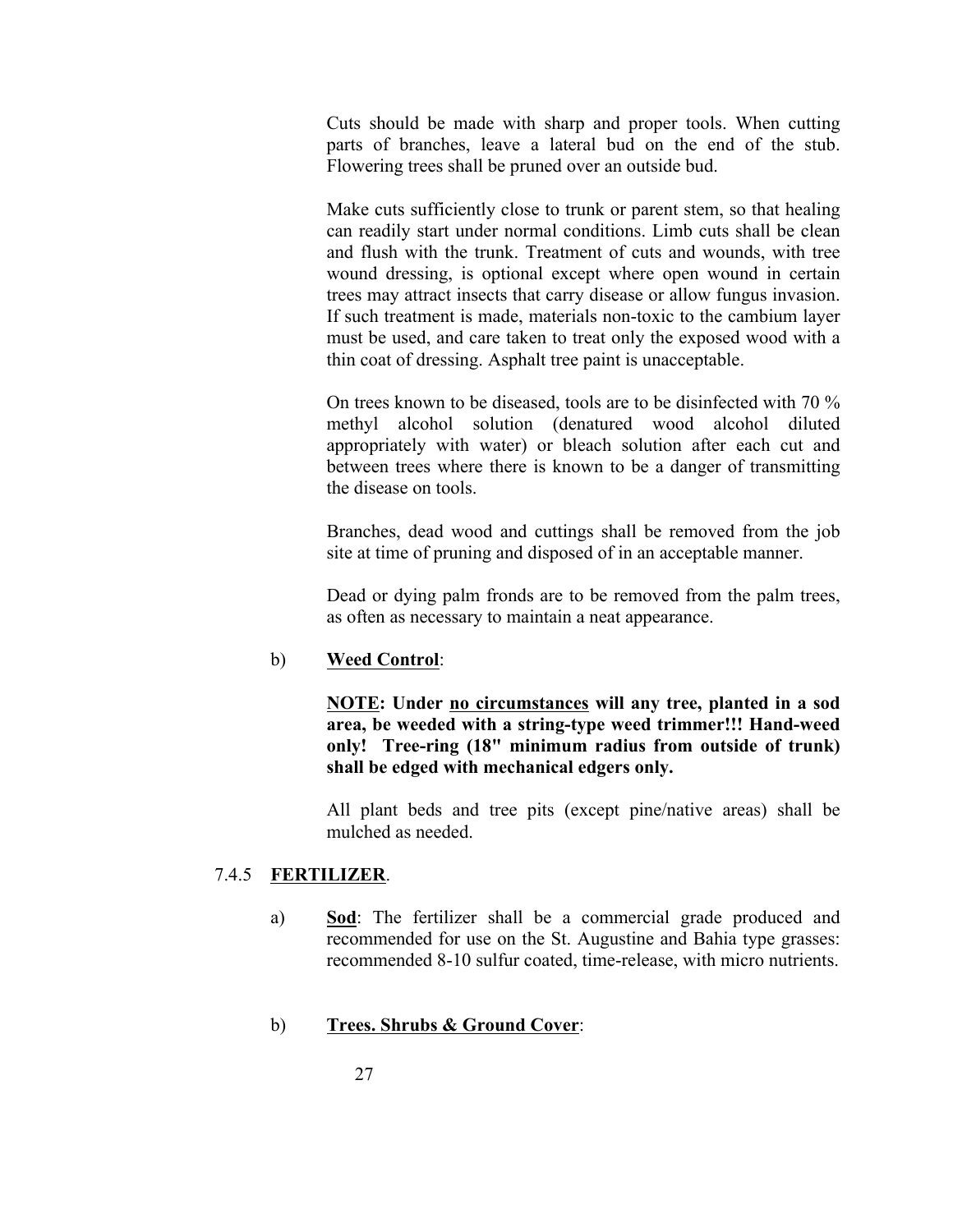Cuts should be made with sharp and proper tools. When cutting parts of branches, leave a lateral bud on the end of the stub. Flowering trees shall be pruned over an outside bud.

Make cuts sufficiently close to trunk or parent stem, so that healing can readily start under normal conditions. Limb cuts shall be clean and flush with the trunk. Treatment of cuts and wounds, with tree wound dressing, is optional except where open wound in certain trees may attract insects that carry disease or allow fungus invasion. If such treatment is made, materials non-toxic to the cambium layer must be used, and care taken to treat only the exposed wood with a thin coat of dressing. Asphalt tree paint is unacceptable.

On trees known to be diseased, tools are to be disinfected with 70 % methyl alcohol solution (denatured wood alcohol diluted appropriately with water) or bleach solution after each cut and between trees where there is known to be a danger of transmitting the disease on tools.

Branches, dead wood and cuttings shall be removed from the job site at time of pruning and disposed of in an acceptable manner.

Dead or dying palm fronds are to be removed from the palm trees, as often as necessary to maintain a neat appearance.

b) **Weed Control**:

**NOTE: Under no circumstances will any tree, planted in a sod area, be weeded with a string-type weed trimmer!!! Hand-weed only! Tree-ring (18" minimum radius from outside of trunk) shall be edged with mechanical edgers only.**

All plant beds and tree pits (except pine/native areas) shall be mulched as needed.

### 7.4.5 **FERTILIZER**.

a) **Sod**: The fertilizer shall be a commercial grade produced and recommended for use on the St. Augustine and Bahia type grasses: recommended 8-10 sulfur coated, time-release, with micro nutrients.

b) **Trees. Shrubs & Ground Cover**: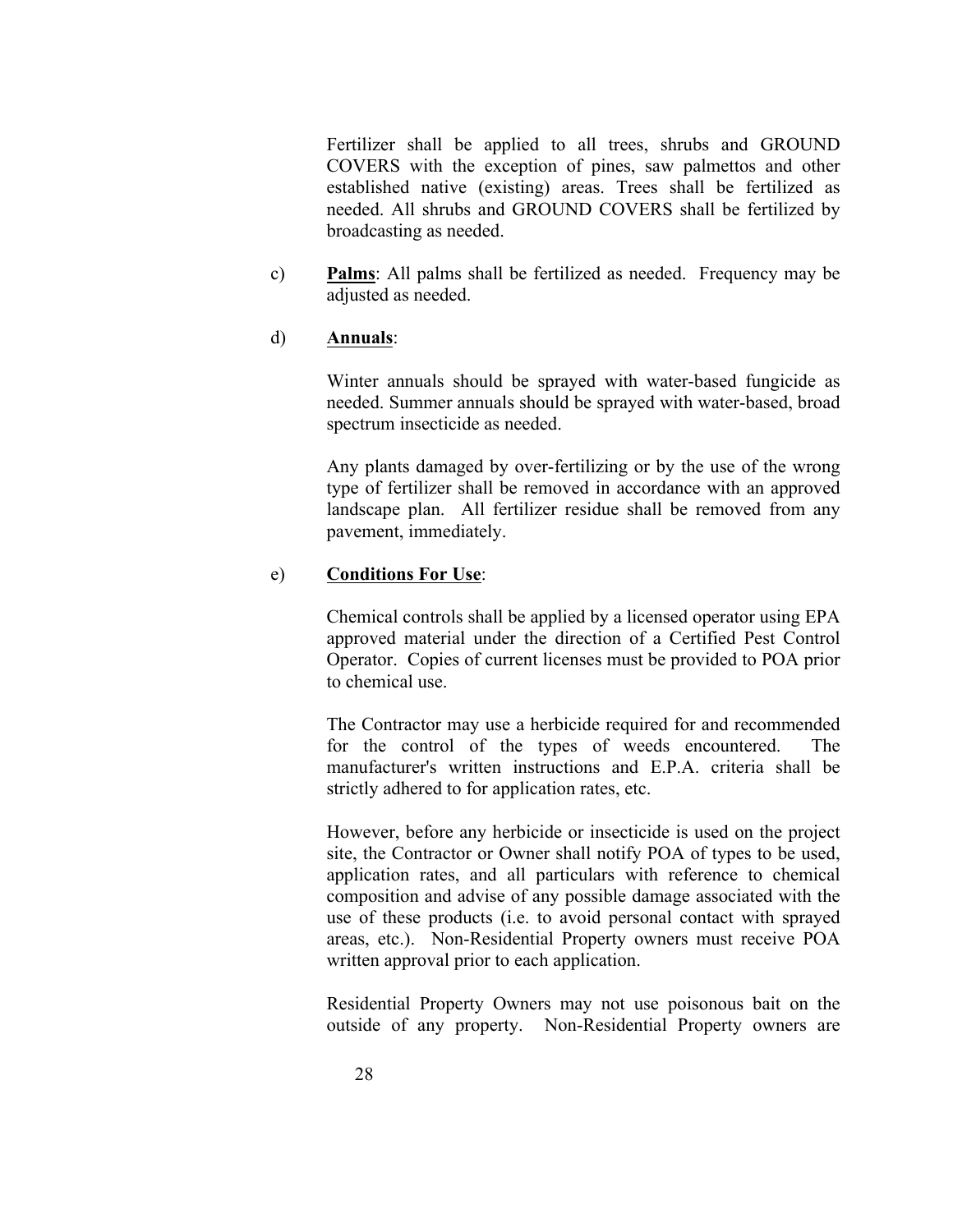Fertilizer shall be applied to all trees, shrubs and GROUND COVERS with the exception of pines, saw palmettos and other established native (existing) areas. Trees shall be fertilized as needed. All shrubs and GROUND COVERS shall be fertilized by broadcasting as needed.

c) **<u>Palms</u>**: All palms shall be fertilized as needed. Frequency may be adjusted as needed.

d) **<u>Annuals</u>**:

Winter annuals should be sprayed with water-based fungicide as needed. Summer annuals should be sprayed with water-based, broad spectrum insecticide as needed.

Any plants damaged by over-fertilizing or by the use of the wrong type of fertilizer shall be removed in accordance with an approved landscape plan. All fertilizer residue shall be removed from any pavement, immediately.

e) **<u>Conditions For Use</u>**:

Chemical controls shall be applied by a licensed operator using EPA approved material under the direction of a Certified Pest Control Operator. Copies of current licenses must be provided to POA prior to chemical use.

The Contractor may use a herbicide required for and recommended for the control of the types of weeds encountered. The manufacturer's written instructions and E.P.A. criteria shall be strictly adhered to for application rates, etc.

However, before any herbicide or insecticide is used on the project site, the Contractor or Owner shall notify POA of types to be used, application rates, and all particulars with reference to chemical composition and advise of any possible damage associated with the use of these products (i.e. to avoid personal contact with sprayed areas, etc.). Non-Residential Property owners must receive POA written approval prior to each application.

Residential Property Owners may not use poisonous bait on the outside of any property. Non-Residential Property owners are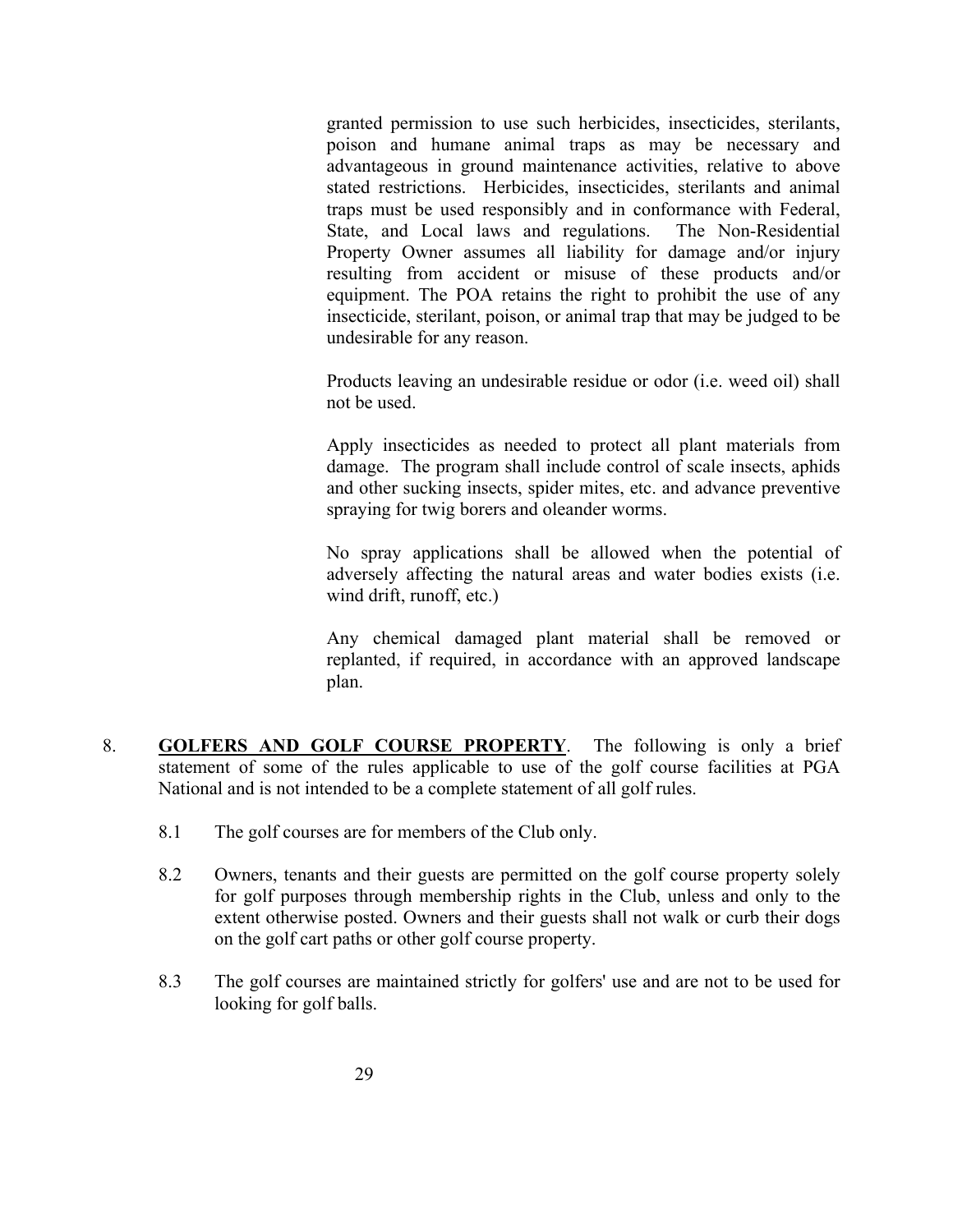granted permission to use such herbicides, insecticides, sterilants, poison and humane animal traps as may be necessary and advantageous in ground maintenance activities, relative to above stated restrictions. Herbicides, insecticides, sterilants and animal traps must be used responsibly and in conformance with Federal, State, and Local laws and regulations. The Non-Residential Property Owner assumes all liability for damage and/or injury resulting from accident or misuse of these products and/or equipment. The POA retains the right to prohibit the use of any insecticide, sterilant, poison, or animal trap that may be judged to be undesirable for any reason.

Products leaving an undesirable residue or odor (i.e. weed oil) shall not be used.

Apply insecticides as needed to protect all plant materials from damage. The program shall include control of scale insects, aphids and other sucking insects, spider mites, etc. and advance preventive spraying for twig borers and oleander worms.

No spray applications shall be allowed when the potential of adversely affecting the natural areas and water bodies exists (i.e. wind drift, runoff, etc.)

Any chemical damaged plant material shall be removed or replanted, if required, in accordance with an approved landscape plan.

8. **GOLFERS AND GOLF COURSE PROPERTY**. The following is only a brief statement of some of the rules applicable to use of the golf course facilities at PGA National and is not intended to be a complete statement of all golf rules.

8.1 The golf courses are for members of the Club only.

8.2 Owners, tenants and their guests are permitted on the golf course property solely for golf purposes through membership rights in the Club, unless and only to the extent otherwise posted. Owners and their guests shall not walk or curb their dogs on the golf cart paths or other golf course property.

8.3 The golf courses are maintained strictly for golfers' use and are not to be used for looking for golf balls.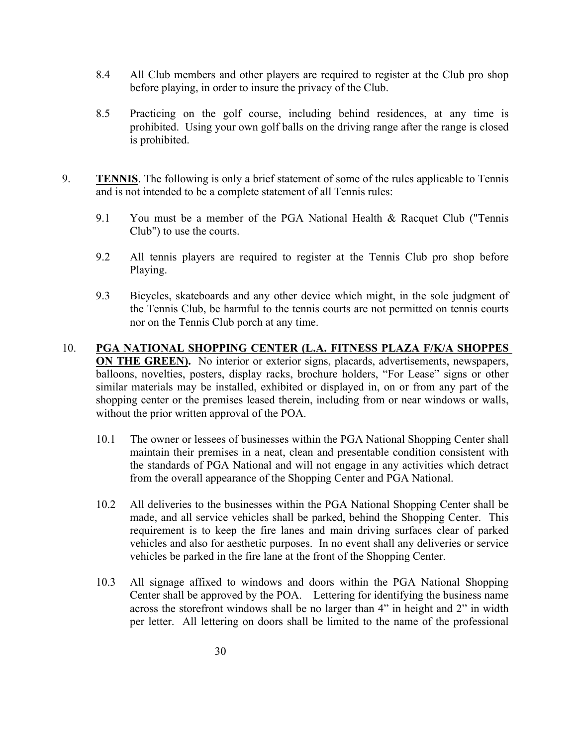8.4 All Club members and other players are required to register at the Club pro shop before playing, in order to insure the privacy of the Club.

8.5 Practicing on the golf course, including behind residences, at any time is prohibited. Using your own golf balls on the driving range after the range is closed is prohibited.

9. **TENNIS**. The following is only a brief statement of some of the rules applicable to Tennis and is not intended to be a complete statement of all Tennis rules:

9.1 You must be a member of the PGA National Health & Racquet Club ("Tennis Club") to use the courts.

9.2 All tennis players are required to register at the Tennis Club pro shop before Playing.

9.3 Bicycles, skateboards and any other device which might, in the sole judgment of the Tennis Club, be harmful to the tennis courts are not permitted on tennis courts nor on the Tennis Club porch at any time.

10. **PGA NATIONAL SHOPPING CENTER (L.A. FITNESS PLAZA F/K/A SHOPPES ON THE GREEN).** No interior or exterior signs, placards, advertisements, newspapers, balloons, novelties, posters, display racks, brochure holders, "For Lease" signs or other similar materials may be installed, exhibited or displayed in, on or from any part of the shopping center or the premises leased therein, including from or near windows or walls, without the prior written approval of the POA.

10.1 The owner or lessees of businesses within the PGA National Shopping Center shall maintain their premises in a neat, clean and presentable condition consistent with the standards of PGA National and will not engage in any activities which detract from the overall appearance of the Shopping Center and PGA National.

10.2 All deliveries to the businesses within the PGA National Shopping Center shall be made, and all service vehicles shall be parked, behind the Shopping Center. This requirement is to keep the fire lanes and main driving surfaces clear of parked vehicles and also for aesthetic purposes. In no event shall any deliveries or service vehicles be parked in the fire lane at the front of the Shopping Center.

10.3 All signage affixed to windows and doors within the PGA National Shopping Center shall be approved by the POA. Lettering for identifying the business name across the storefront windows shall be no larger than 4" in height and 2" in width per letter. All lettering on doors shall be limited to the name of the professional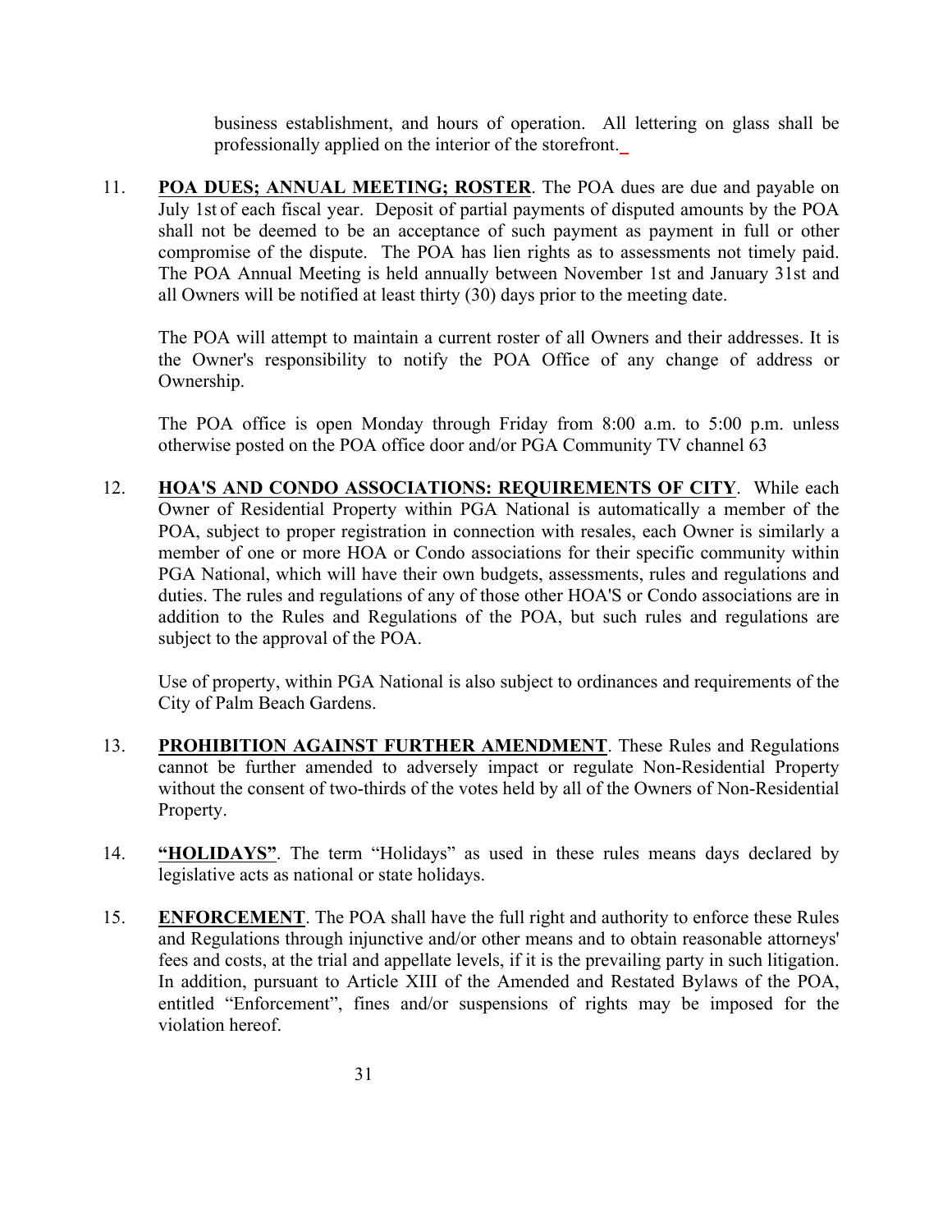business establishment, and hours of operation. All lettering on glass shall be professionally applied on the interior of the storefront.

11. **POA DUES; ANNUAL MEETING; ROSTER**. The POA dues are due and payable on July 1st of each fiscal year. Deposit of partial payments of disputed amounts by the POA shall not be deemed to be an acceptance of such payment as payment in full or other compromise of the dispute. The POA has lien rights as to assessments not timely paid. The POA Annual Meeting is held annually between November 1st and January 31st and all Owners will be notified at least thirty (30) days prior to the meeting date.

    The POA will attempt to maintain a current roster of all Owners and their addresses. It is the Owner's responsibility to notify the POA Office of any change of address or Ownership.

    The POA office is open Monday through Friday from 8:00 a.m. to 5:00 p.m. unless otherwise posted on the POA office door and/or PGA Community TV channel 63

12. **HOA'S AND CONDO ASSOCIATIONS: REQUIREMENTS OF CITY**. While each Owner of Residential Property within PGA National is automatically a member of the POA, subject to proper registration in connection with resales, each Owner is similarly a member of one or more HOA or Condo associations for their specific community within PGA National, which will have their own budgets, assessments, rules and regulations and duties. The rules and regulations of any of those other HOA'S or Condo associations are in addition to the Rules and Regulations of the POA, but such rules and regulations are subject to the approval of the POA.

    Use of property, within PGA National is also subject to ordinances and requirements of the City of Palm Beach Gardens.

13. **PROHIBITION AGAINST FURTHER AMENDMENT**. These Rules and Regulations cannot be further amended to adversely impact or regulate Non-Residential Property without the consent of two-thirds of the votes held by all of the Owners of Non-Residential Property.

14. **"HOLIDAYS"**. The term "Holidays" as used in these rules means days declared by legislative acts as national or state holidays.

15. **ENFORCEMENT**. The POA shall have the full right and authority to enforce these Rules and Regulations through injunctive and/or other means and to obtain reasonable attorneys' fees and costs, at the trial and appellate levels, if it is the prevailing party in such litigation. In addition, pursuant to Article XIII of the Amended and Restated Bylaws of the POA, entitled "Enforcement", fines and/or suspensions of rights may be imposed for the violation hereof.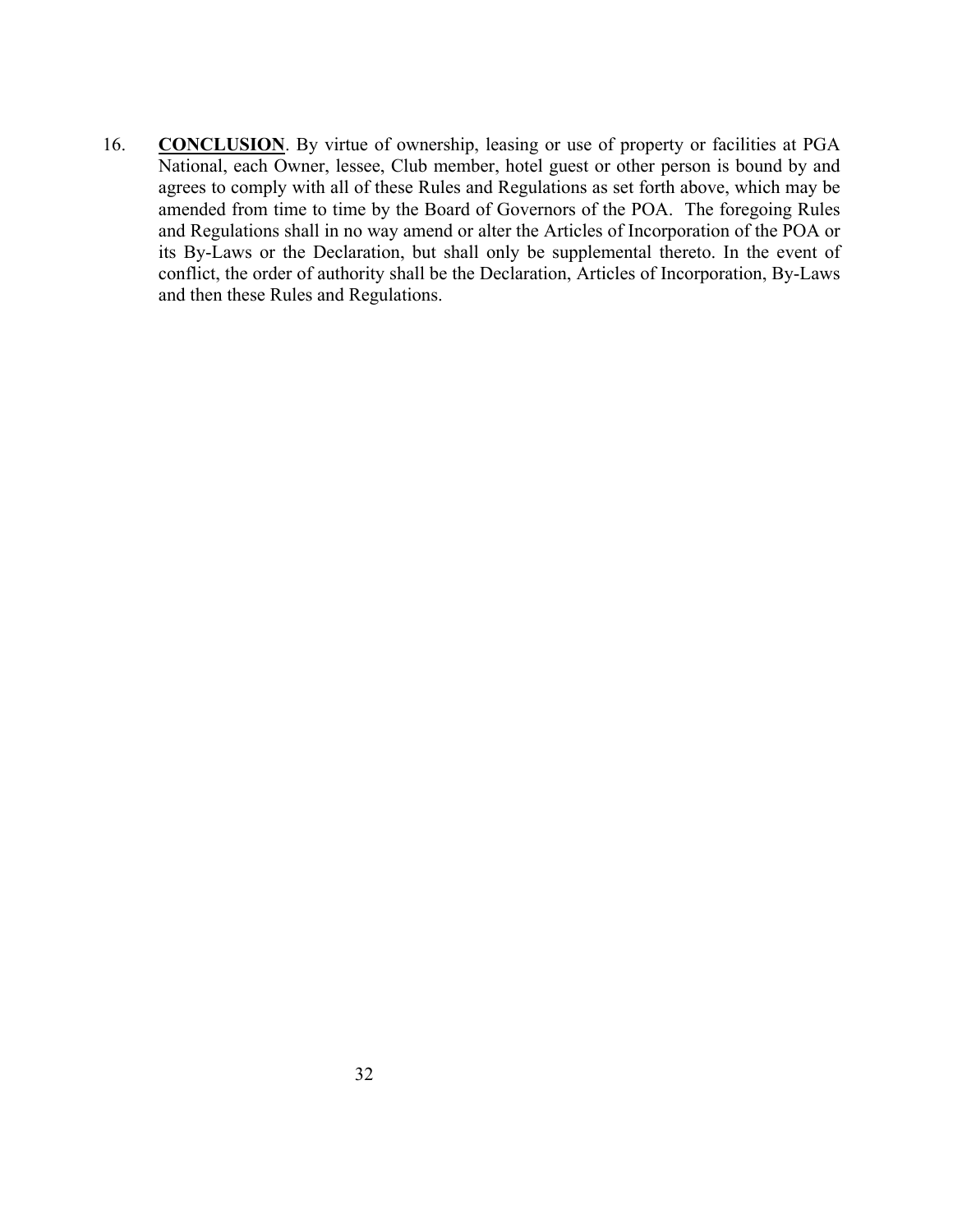16. **CONCLUSION**. By virtue of ownership, leasing or use of property or facilities at PGA National, each Owner, lessee, Club member, hotel guest or other person is bound by and agrees to comply with all of these Rules and Regulations as set forth above, which may be amended from time to time by the Board of Governors of the POA. The foregoing Rules and Regulations shall in no way amend or alter the Articles of Incorporation of the POA or its By-Laws or the Declaration, but shall only be supplemental thereto. In the event of conflict, the order of authority shall be the Declaration, Articles of Incorporation, By-Laws and then these Rules and Regulations.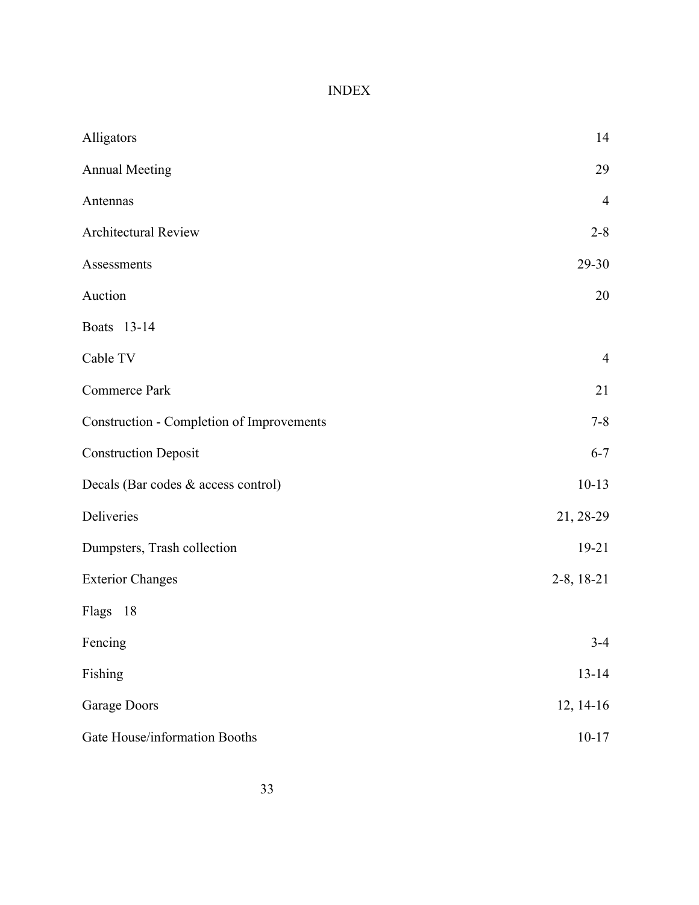# INDEX

| | |
|---|---|
| Alligators | 14 |
| Annual Meeting | 29 |
| Antennas | 4 |
| Architectural Review | 2-8 |
| Assessments | 29-30 |
| Auction | 20 |
| Boats 13-14 | |
| Cable TV | 4 |
| Commerce Park | 21 |
| Construction - Completion of Improvements | 7-8 |
| Construction Deposit | 6-7 |
| Decals (Bar codes & access control) | 10-13 |
| Deliveries | 21, 28-29 |
| Dumpsters, Trash collection | 19-21 |
| Exterior Changes | 2-8, 18-21 |
| Flags 18 | |
| Fencing | 3-4 |
| Fishing | 13-14 |
| Garage Doors | 12, 14-16 |
| Gate House/information Booths | 10-17 |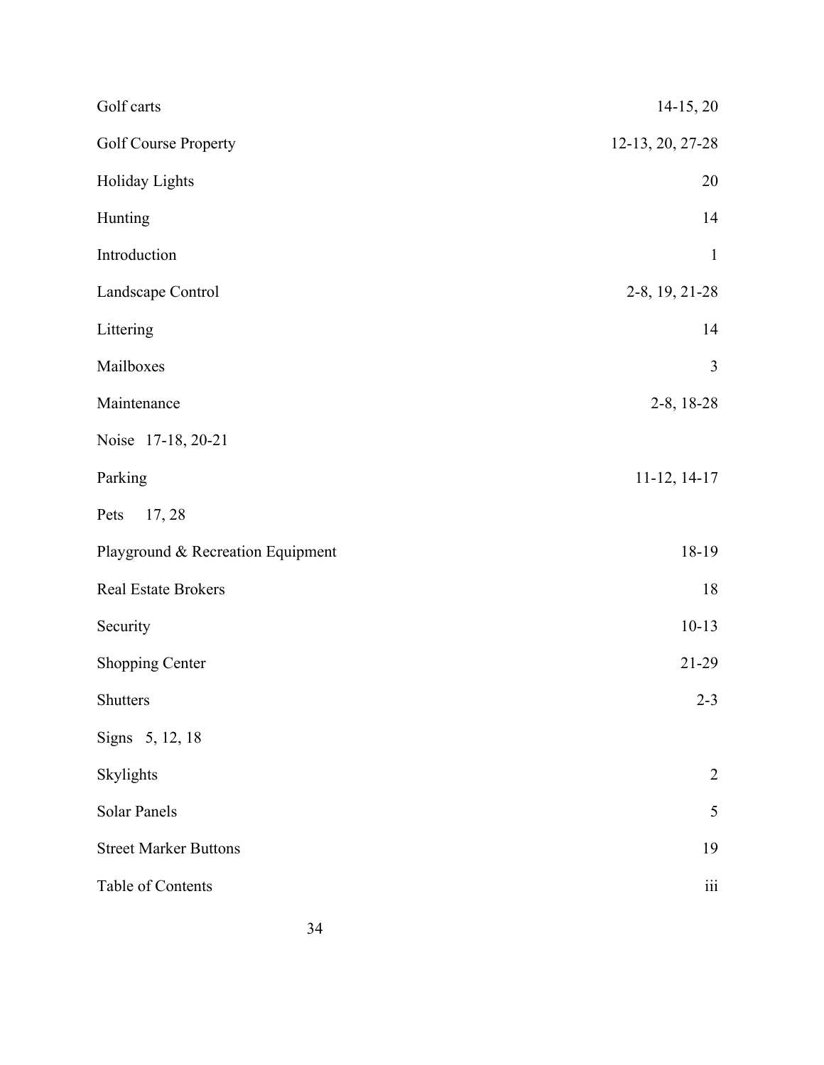| | |
|---|---|
| Golf carts | 14-15, 20 |
| Golf Course Property | 12-13, 20, 27-28 |
| Holiday Lights | 20 |
| Hunting | 14 |
| Introduction | 1 |
| Landscape Control | 2-8, 19, 21-28 |
| Littering | 14 |
| Mailboxes | 3 |
| Maintenance | 2-8, 18-28 |
| Noise 17-18, 20-21 | |
| Parking | 11-12, 14-17 |
| Pets 17, 28 | |
| Playground & Recreation Equipment | 18-19 |
| Real Estate Brokers | 18 |
| Security | 10-13 |
| Shopping Center | 21-29 |
| Shutters | 2-3 |
| Signs 5, 12, 18 | |
| Skylights | 2 |
| Solar Panels | 5 |
| Street Marker Buttons | 19 |
| Table of Contents | iii |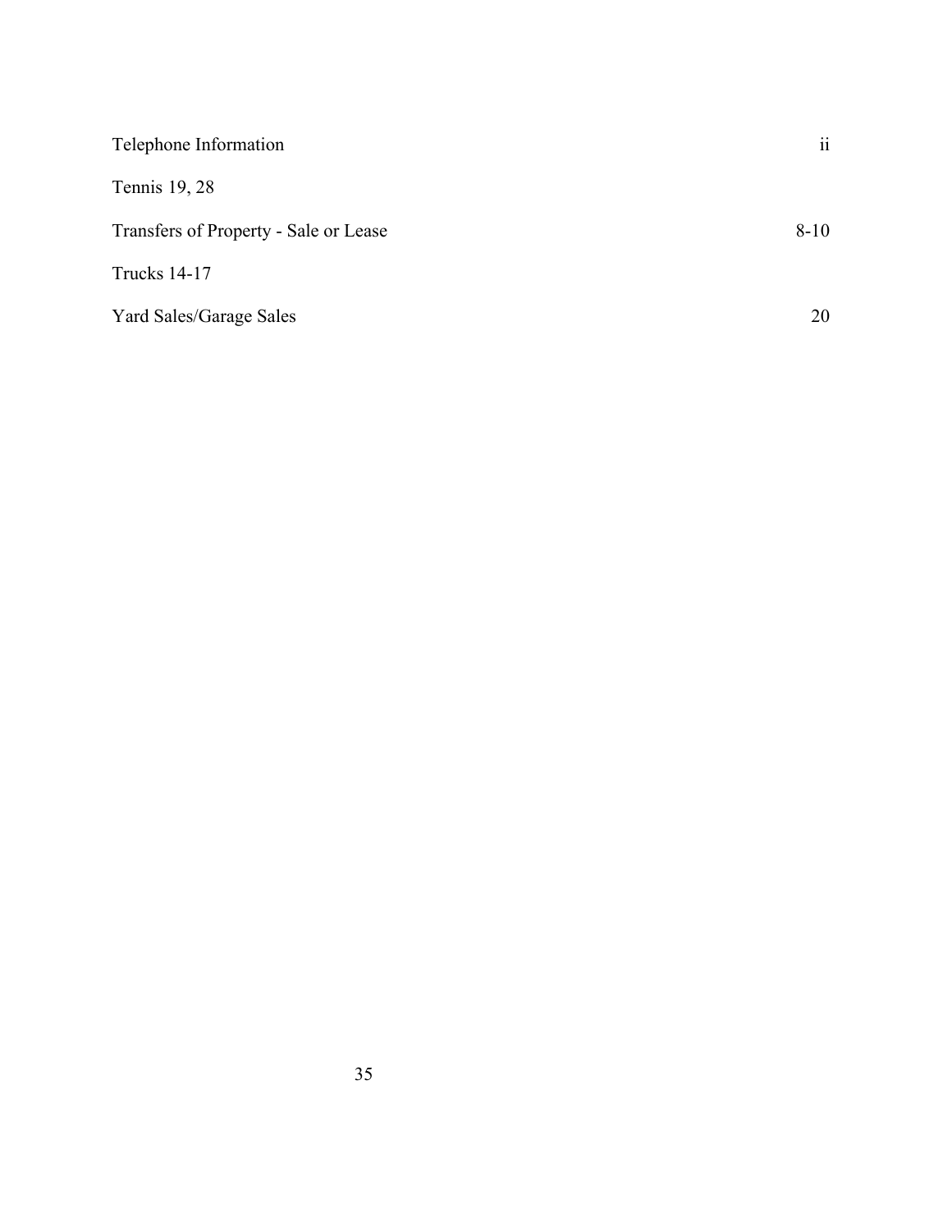Telephone Information ii

Tennis 19, 28

Transfers of Property - Sale or Lease 8-10

Trucks 14-17

Yard Sales/Garage Sales 20